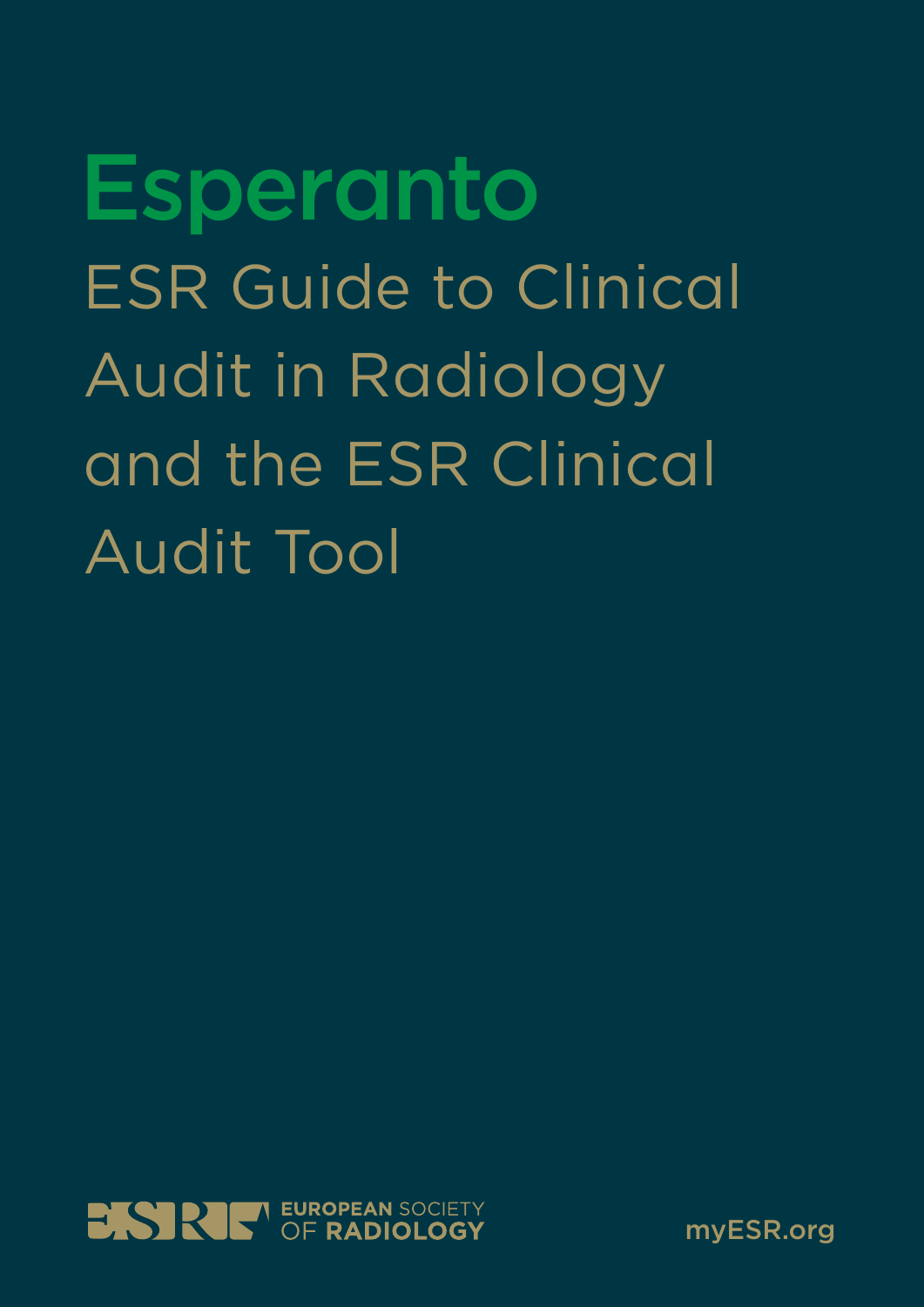# Esperanto

## ESR Guide to Clinical Audit in Radiology and the ESR Clinical Audit Tool

EUROPEAN SOCIETY OF RADIOLOGY

myESR.org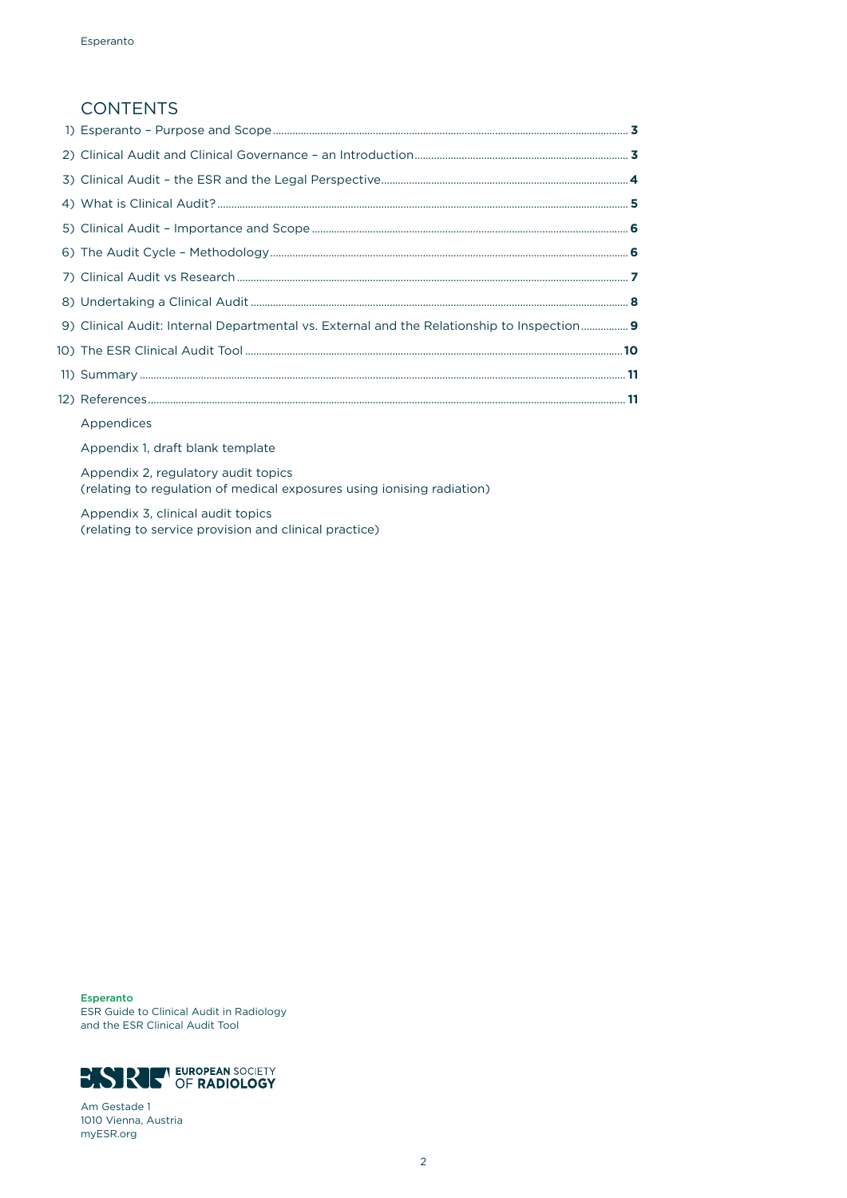## CONTENTS

1) Esperanto – Purpose and Scope ... **3**
2) Clinical Audit and Clinical Governance – an Introduction ... **3**
3) Clinical Audit – the ESR and the Legal Perspective ... **4**
4) What is Clinical Audit? ... **5**
5) Clinical Audit – Importance and Scope ... **6**
6) The Audit Cycle – Methodology ... **6**
7) Clinical Audit vs Research ... **7**
8) Undertaking a Clinical Audit ... **8**
9) Clinical Audit: Internal Departmental vs. External and the Relationship to Inspection ... **9**
10) The ESR Clinical Audit Tool ... **10**
11) Summary ... **11**
12) References ... **11**

Appendices

Appendix 1, draft blank template

Appendix 2, regulatory audit topics
(relating to regulation of medical exposures using ionising radiation)

Appendix 3, clinical audit topics
(relating to service provision and clinical practice)

**Esperanto**
ESR Guide to Clinical Audit in Radiology
and the ESR Clinical Audit Tool

EUROPEAN SOCIETY OF RADIOLOGY

Am Gestade 1
1010 Vienna, Austria
myESR.org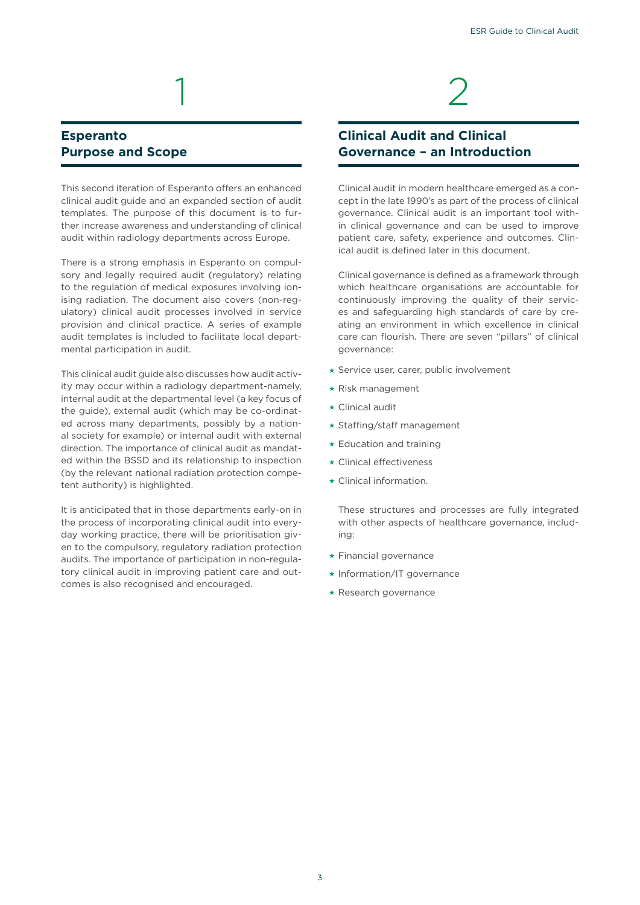# 1

## Esperanto Purpose and Scope

This second iteration of Esperanto offers an enhanced clinical audit guide and an expanded section of audit templates. The purpose of this document is to further increase awareness and understanding of clinical audit within radiology departments across Europe.

There is a strong emphasis in Esperanto on compulsory and legally required audit (regulatory) relating to the regulation of medical exposures involving ionising radiation. The document also covers (non-regulatory) clinical audit processes involved in service provision and clinical practice. A series of example audit templates is included to facilitate local departmental participation in audit.

This clinical audit guide also discusses how audit activity may occur within a radiology department-namely, internal audit at the departmental level (a key focus of the guide), external audit (which may be co-ordinated across many departments, possibly by a national society for example) or internal audit with external direction. The importance of clinical audit as mandated within the BSSD and its relationship to inspection (by the relevant national radiation protection competent authority) is highlighted.

It is anticipated that in those departments early-on in the process of incorporating clinical audit into everyday working practice, there will be prioritisation given to the compulsory, regulatory radiation protection audits. The importance of participation in non-regulatory clinical audit in improving patient care and outcomes is also recognised and encouraged.

# 2

## Clinical Audit and Clinical Governance – an Introduction

Clinical audit in modern healthcare emerged as a concept in the late 1990's as part of the process of clinical governance. Clinical audit is an important tool within clinical governance and can be used to improve patient care, safety, experience and outcomes. Clinical audit is defined later in this document.

Clinical governance is defined as a framework through which healthcare organisations are accountable for continuously improving the quality of their services and safeguarding high standards of care by creating an environment in which excellence in clinical care can flourish. There are seven "pillars" of clinical governance:

- Service user, carer, public involvement
- Risk management
- Clinical audit
- Staffing/staff management
- Education and training
- Clinical effectiveness
- Clinical information.

These structures and processes are fully integrated with other aspects of healthcare governance, including:

- Financial governance
- Information/IT governance
- Research governance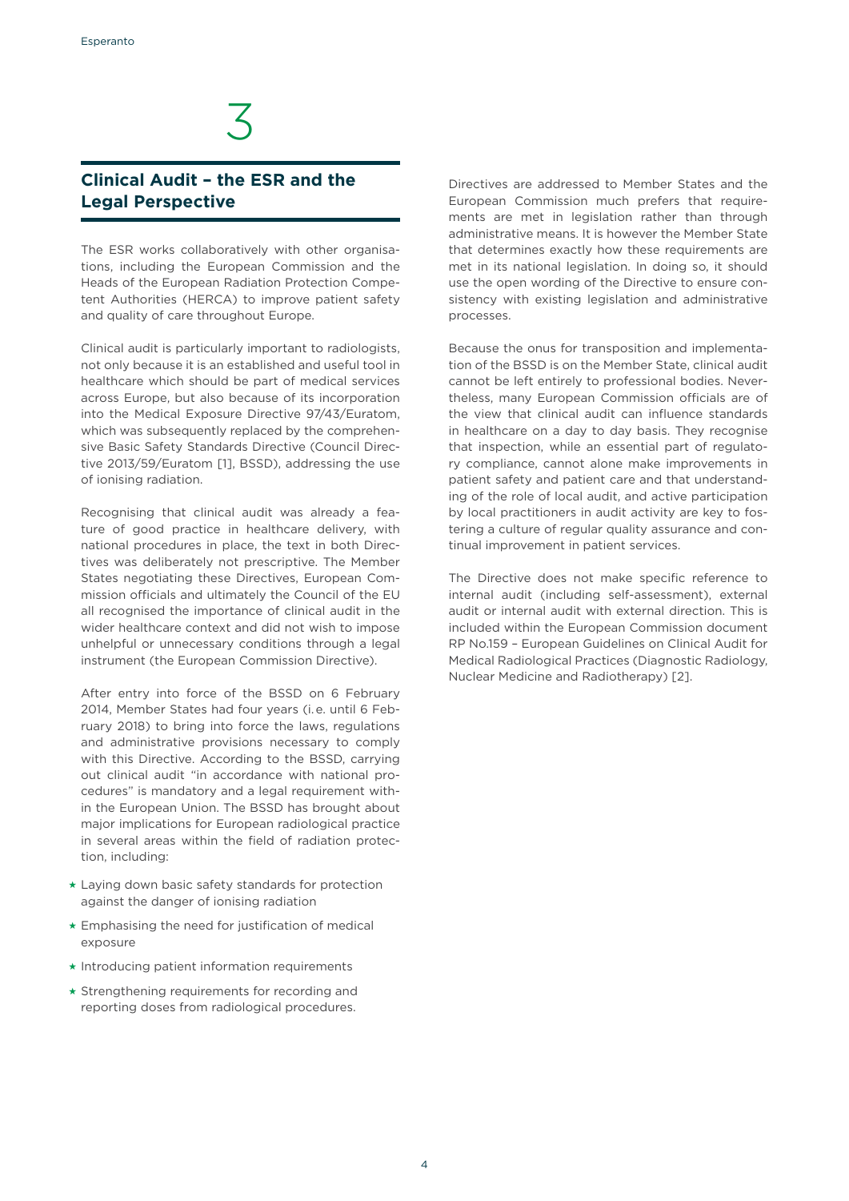# 3

## Clinical Audit – the ESR and the Legal Perspective

The ESR works collaboratively with other organisations, including the European Commission and the Heads of the European Radiation Protection Competent Authorities (HERCA) to improve patient safety and quality of care throughout Europe.

Clinical audit is particularly important to radiologists, not only because it is an established and useful tool in healthcare which should be part of medical services across Europe, but also because of its incorporation into the Medical Exposure Directive 97/43/Euratom, which was subsequently replaced by the comprehensive Basic Safety Standards Directive (Council Directive 2013/59/Euratom [1], BSSD), addressing the use of ionising radiation.

Recognising that clinical audit was already a feature of good practice in healthcare delivery, with national procedures in place, the text in both Directives was deliberately not prescriptive. The Member States negotiating these Directives, European Commission officials and ultimately the Council of the EU all recognised the importance of clinical audit in the wider healthcare context and did not wish to impose unhelpful or unnecessary conditions through a legal instrument (the European Commission Directive).

After entry into force of the BSSD on 6 February 2014, Member States had four years (i.e. until 6 February 2018) to bring into force the laws, regulations and administrative provisions necessary to comply with this Directive. According to the BSSD, carrying out clinical audit "in accordance with national procedures" is mandatory and a legal requirement within the European Union. The BSSD has brought about major implications for European radiological practice in several areas within the field of radiation protection, including:

- Laying down basic safety standards for protection against the danger of ionising radiation
- Emphasising the need for justification of medical exposure
- Introducing patient information requirements
- Strengthening requirements for recording and reporting doses from radiological procedures.

Directives are addressed to Member States and the European Commission much prefers that requirements are met in legislation rather than through administrative means. It is however the Member State that determines exactly how these requirements are met in its national legislation. In doing so, it should use the open wording of the Directive to ensure consistency with existing legislation and administrative processes.

Because the onus for transposition and implementation of the BSSD is on the Member State, clinical audit cannot be left entirely to professional bodies. Nevertheless, many European Commission officials are of the view that clinical audit can influence standards in healthcare on a day to day basis. They recognise that inspection, while an essential part of regulatory compliance, cannot alone make improvements in patient safety and patient care and that understanding of the role of local audit, and active participation by local practitioners in audit activity are key to fostering a culture of regular quality assurance and continual improvement in patient services.

The Directive does not make specific reference to internal audit (including self-assessment), external audit or internal audit with external direction. This is included within the European Commission document RP No.159 – European Guidelines on Clinical Audit for Medical Radiological Practices (Diagnostic Radiology, Nuclear Medicine and Radiotherapy) [2].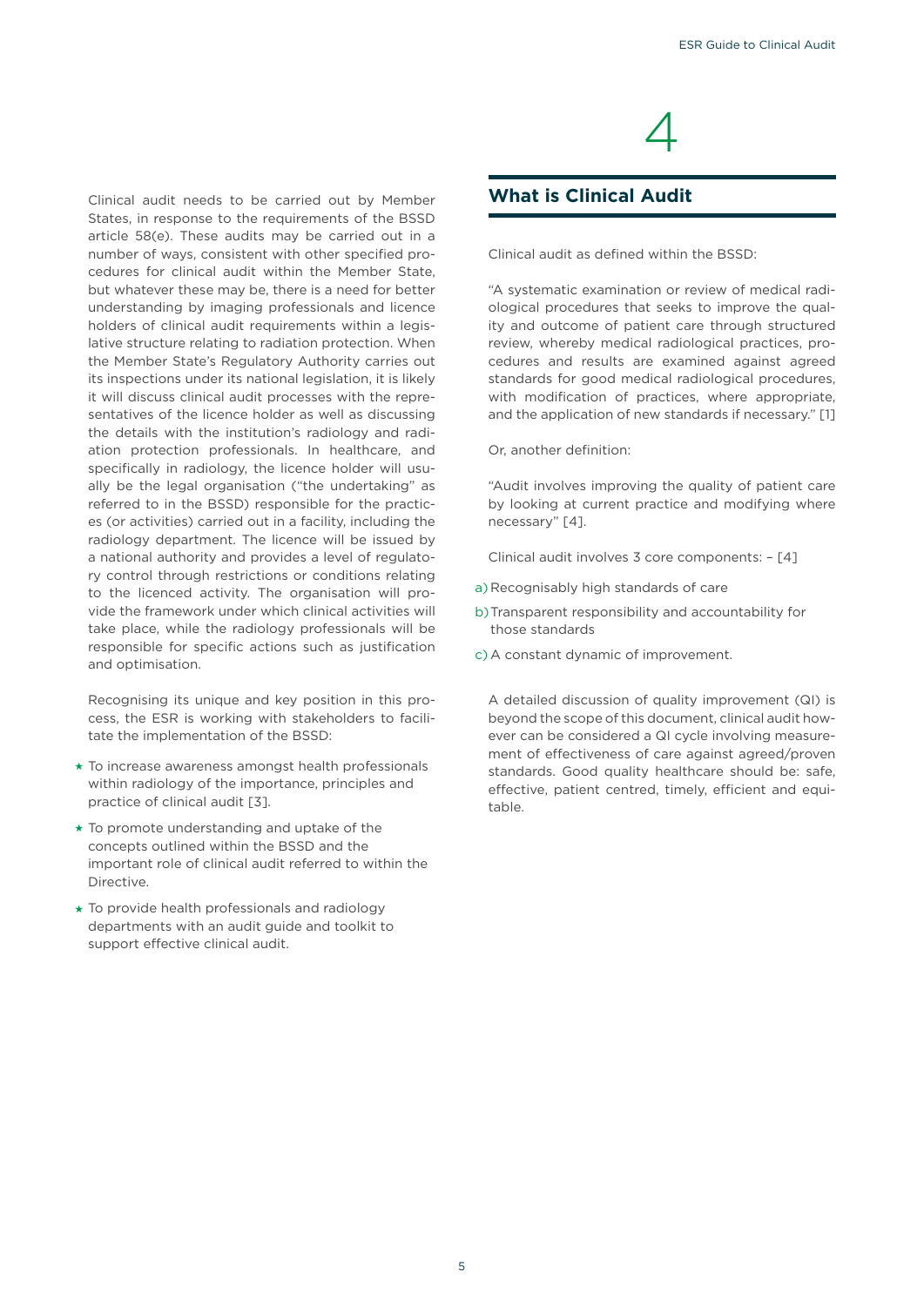Clinical audit needs to be carried out by Member States, in response to the requirements of the BSSD article 58(e). These audits may be carried out in a number of ways, consistent with other specified procedures for clinical audit within the Member State, but whatever these may be, there is a need for better understanding by imaging professionals and licence holders of clinical audit requirements within a legislative structure relating to radiation protection. When the Member State's Regulatory Authority carries out its inspections under its national legislation, it is likely it will discuss clinical audit processes with the representatives of the licence holder as well as discussing the details with the institution's radiology and radiation protection professionals. In healthcare, and specifically in radiology, the licence holder will usually be the legal organisation ("the undertaking" as referred to in the BSSD) responsible for the practices (or activities) carried out in a facility, including the radiology department. The licence will be issued by a national authority and provides a level of regulatory control through restrictions or conditions relating to the licenced activity. The organisation will provide the framework under which clinical activities will take place, while the radiology professionals will be responsible for specific actions such as justification and optimisation.

Recognising its unique and key position in this process, the ESR is working with stakeholders to facilitate the implementation of the BSSD:

- To increase awareness amongst health professionals within radiology of the importance, principles and practice of clinical audit [3].
- To promote understanding and uptake of the concepts outlined within the BSSD and the important role of clinical audit referred to within the Directive.
- To provide health professionals and radiology departments with an audit guide and toolkit to support effective clinical audit.

# 4

## What is Clinical Audit

Clinical audit as defined within the BSSD:

"A systematic examination or review of medical radiological procedures that seeks to improve the quality and outcome of patient care through structured review, whereby medical radiological practices, procedures and results are examined against agreed standards for good medical radiological procedures, with modification of practices, where appropriate, and the application of new standards if necessary." [1]

Or, another definition:

"Audit involves improving the quality of patient care by looking at current practice and modifying where necessary" [4].

Clinical audit involves 3 core components: – [4]

a) Recognisably high standards of care
b) Transparent responsibility and accountability for those standards
c) A constant dynamic of improvement.

A detailed discussion of quality improvement (QI) is beyond the scope of this document, clinical audit however can be considered a QI cycle involving measurement of effectiveness of care against agreed/proven standards. Good quality healthcare should be: safe, effective, patient centred, timely, efficient and equitable.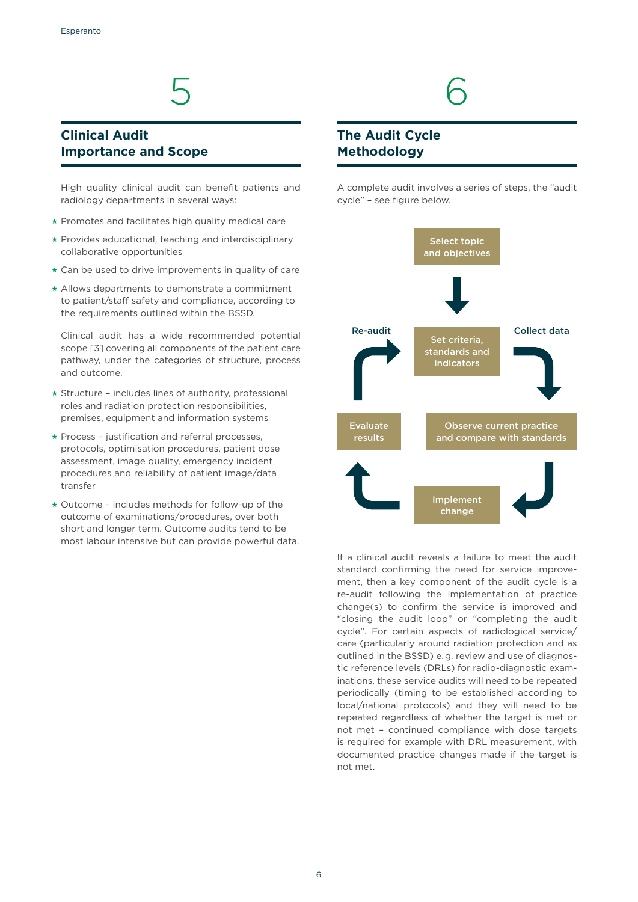# 5

## Clinical Audit Importance and Scope

High quality clinical audit can benefit patients and radiology departments in several ways:

- Promotes and facilitates high quality medical care
- Provides educational, teaching and interdisciplinary collaborative opportunities
- Can be used to drive improvements in quality of care
- Allows departments to demonstrate a commitment to patient/staff safety and compliance, according to the requirements outlined within the BSSD.

Clinical audit has a wide recommended potential scope [3] covering all components of the patient care pathway, under the categories of structure, process and outcome.

- Structure – includes lines of authority, professional roles and radiation protection responsibilities, premises, equipment and information systems
- Process – justification and referral processes, protocols, optimisation procedures, patient dose assessment, image quality, emergency incident procedures and reliability of patient image/data transfer
- Outcome – includes methods for follow-up of the outcome of examinations/procedures, over both short and longer term. Outcome audits tend to be most labour intensive but can provide powerful data.

# 6

## The Audit Cycle Methodology

A complete audit involves a series of steps, the "audit cycle" – see figure below.

Select topic and objectives → Set criteria, standards and indicators → Collect data → Observe current practice and compare with standards → Implement change → Evaluate results → Re-audit

If a clinical audit reveals a failure to meet the audit standard confirming the need for service improvement, then a key component of the audit cycle is a re-audit following the implementation of practice change(s) to confirm the service is improved and "closing the audit loop" or "completing the audit cycle". For certain aspects of radiological service/care (particularly around radiation protection and as outlined in the BSSD) e.g. review and use of diagnostic reference levels (DRLs) for radio-diagnostic examinations, these service audits will need to be repeated periodically (timing to be established according to local/national protocols) and they will need to be repeated regardless of whether the target is met or not met – continued compliance with dose targets is required for example with DRL measurement, with documented practice changes made if the target is not met.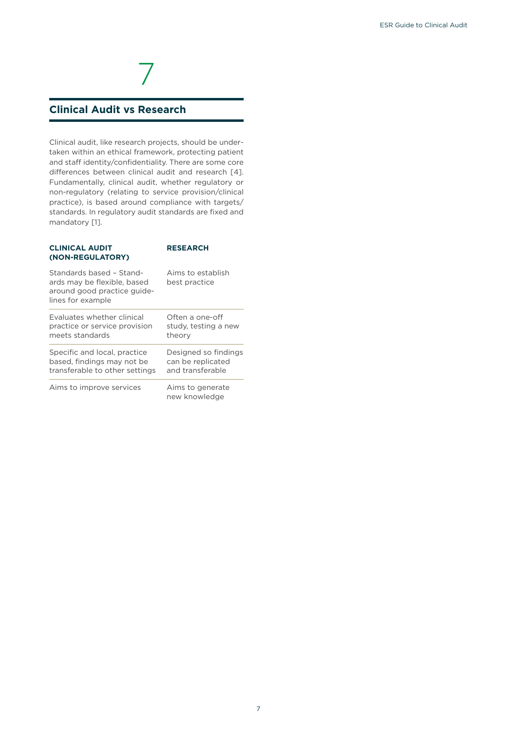# 7

## Clinical Audit vs Research

Clinical audit, like research projects, should be undertaken within an ethical framework, protecting patient and staff identity/confidentiality. There are some core differences between clinical audit and research [4]. Fundamentally, clinical audit, whether regulatory or non-regulatory (relating to service provision/clinical practice), is based around compliance with targets/standards. In regulatory audit standards are fixed and mandatory [1].

| CLINICAL AUDIT (NON-REGULATORY) | RESEARCH |
|---|---|
| Standards based – Standards may be flexible, based around good practice guidelines for example | Aims to establish best practice |
| Evaluates whether clinical practice or service provision meets standards | Often a one-off study, testing a new theory |
| Specific and local, practice based, findings may not be transferable to other settings | Designed so findings can be replicated and transferable |
| Aims to improve services | Aims to generate new knowledge |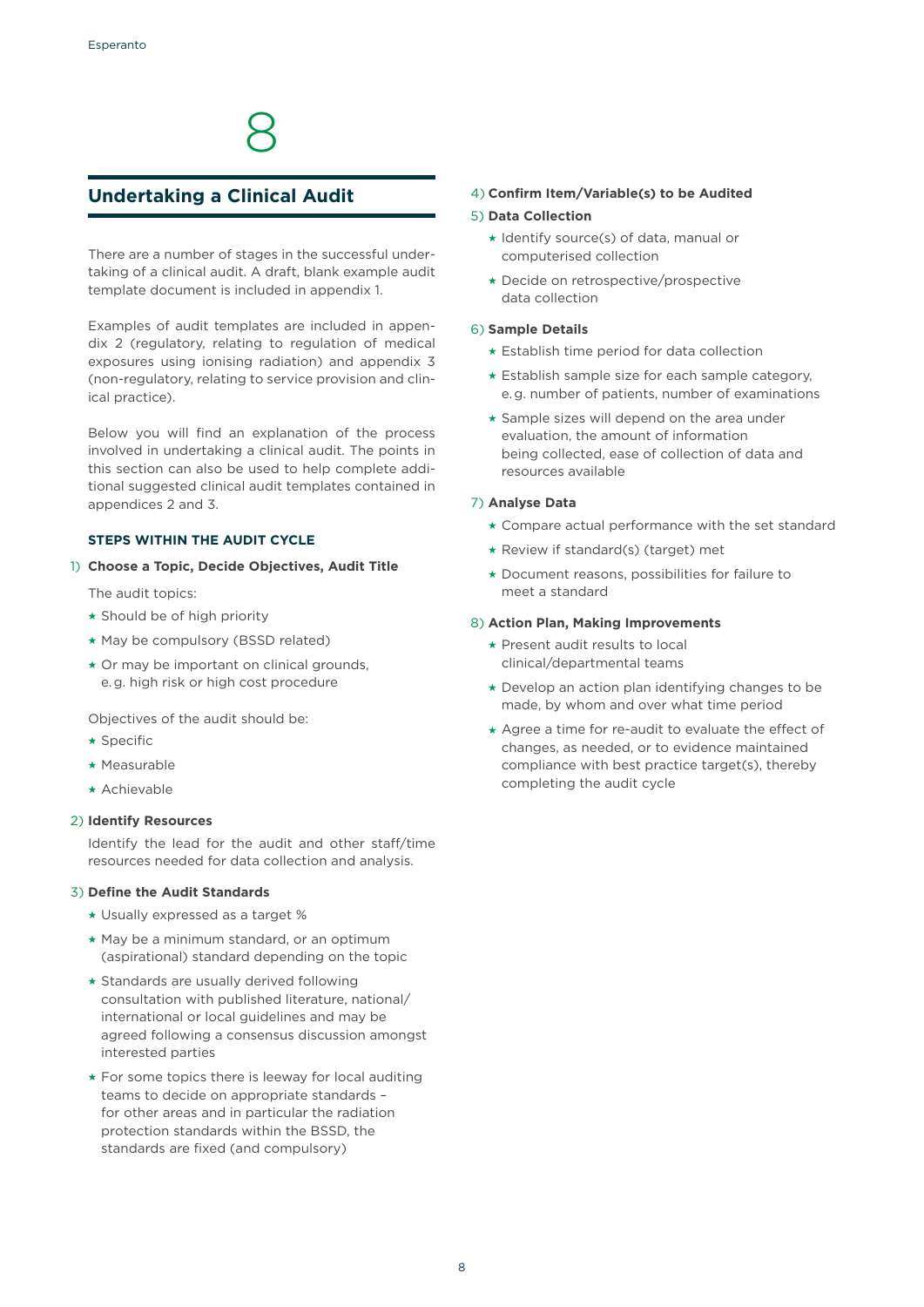# 8

## Undertaking a Clinical Audit

There are a number of stages in the successful undertaking of a clinical audit. A draft, blank example audit template document is included in appendix 1.

Examples of audit templates are included in appendix 2 (regulatory, relating to regulation of medical exposures using ionising radiation) and appendix 3 (non-regulatory, relating to service provision and clinical practice).

Below you will find an explanation of the process involved in undertaking a clinical audit. The points in this section can also be used to help complete additional suggested clinical audit templates contained in appendices 2 and 3.

### STEPS WITHIN THE AUDIT CYCLE

1) **Choose a Topic, Decide Objectives, Audit Title**

   The audit topics:

   - Should be of high priority
   - May be compulsory (BSSD related)
   - Or may be important on clinical grounds, e.g. high risk or high cost procedure

   Objectives of the audit should be:

   - Specific
   - Measurable
   - Achievable

2) **Identify Resources**

   Identify the lead for the audit and other staff/time resources needed for data collection and analysis.

3) **Define the Audit Standards**

   - Usually expressed as a target %
   - May be a minimum standard, or an optimum (aspirational) standard depending on the topic
   - Standards are usually derived following consultation with published literature, national/international or local guidelines and may be agreed following a consensus discussion amongst interested parties
   - For some topics there is leeway for local auditing teams to decide on appropriate standards – for other areas and in particular the radiation protection standards within the BSSD, the standards are fixed (and compulsory)

4) **Confirm Item/Variable(s) to be Audited**

5) **Data Collection**

   - Identify source(s) of data, manual or computerised collection
   - Decide on retrospective/prospective data collection

6) **Sample Details**

   - Establish time period for data collection
   - Establish sample size for each sample category, e.g. number of patients, number of examinations
   - Sample sizes will depend on the area under evaluation, the amount of information being collected, ease of collection of data and resources available

7) **Analyse Data**

   - Compare actual performance with the set standard
   - Review if standard(s) (target) met
   - Document reasons, possibilities for failure to meet a standard

8) **Action Plan, Making Improvements**

   - Present audit results to local clinical/departmental teams
   - Develop an action plan identifying changes to be made, by whom and over what time period
   - Agree a time for re-audit to evaluate the effect of changes, as needed, or to evidence maintained compliance with best practice target(s), thereby completing the audit cycle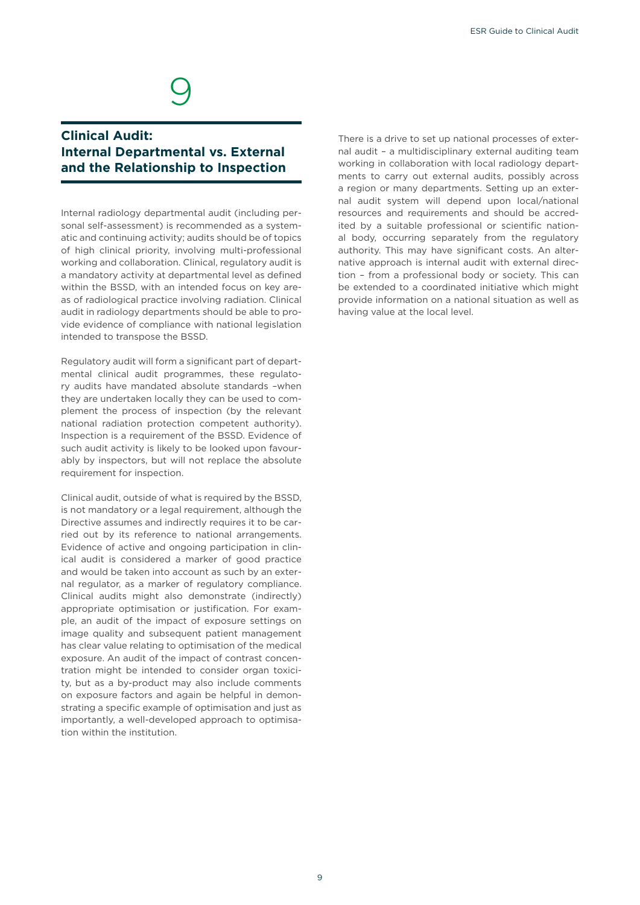# 9

## Clinical Audit: Internal Departmental vs. External and the Relationship to Inspection

Internal radiology departmental audit (including personal self-assessment) is recommended as a systematic and continuing activity; audits should be of topics of high clinical priority, involving multi-professional working and collaboration. Clinical, regulatory audit is a mandatory activity at departmental level as defined within the BSSD, with an intended focus on key areas of radiological practice involving radiation. Clinical audit in radiology departments should be able to provide evidence of compliance with national legislation intended to transpose the BSSD.

Regulatory audit will form a significant part of departmental clinical audit programmes, these regulatory audits have mandated absolute standards –when they are undertaken locally they can be used to complement the process of inspection (by the relevant national radiation protection competent authority). Inspection is a requirement of the BSSD. Evidence of such audit activity is likely to be looked upon favourably by inspectors, but will not replace the absolute requirement for inspection.

Clinical audit, outside of what is required by the BSSD, is not mandatory or a legal requirement, although the Directive assumes and indirectly requires it to be carried out by its reference to national arrangements. Evidence of active and ongoing participation in clinical audit is considered a marker of good practice and would be taken into account as such by an external regulator, as a marker of regulatory compliance. Clinical audits might also demonstrate (indirectly) appropriate optimisation or justification. For example, an audit of the impact of exposure settings on image quality and subsequent patient management has clear value relating to optimisation of the medical exposure. An audit of the impact of contrast concentration might be intended to consider organ toxicity, but as a by-product may also include comments on exposure factors and again be helpful in demonstrating a specific example of optimisation and just as importantly, a well-developed approach to optimisation within the institution.

There is a drive to set up national processes of external audit – a multidisciplinary external auditing team working in collaboration with local radiology departments to carry out external audits, possibly across a region or many departments. Setting up an external audit system will depend upon local/national resources and requirements and should be accredited by a suitable professional or scientific national body, occurring separately from the regulatory authority. This may have significant costs. An alternative approach is internal audit with external direction – from a professional body or society. This can be extended to a coordinated initiative which might provide information on a national situation as well as having value at the local level.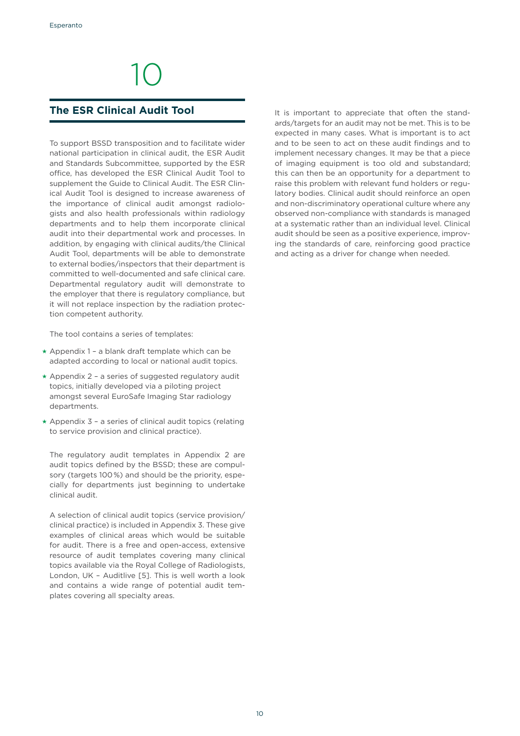# 10

## The ESR Clinical Audit Tool

To support BSSD transposition and to facilitate wider national participation in clinical audit, the ESR Audit and Standards Subcommittee, supported by the ESR office, has developed the ESR Clinical Audit Tool to supplement the Guide to Clinical Audit. The ESR Clinical Audit Tool is designed to increase awareness of the importance of clinical audit amongst radiologists and also health professionals within radiology departments and to help them incorporate clinical audit into their departmental work and processes. In addition, by engaging with clinical audits/the Clinical Audit Tool, departments will be able to demonstrate to external bodies/inspectors that their department is committed to well-documented and safe clinical care. Departmental regulatory audit will demonstrate to the employer that there is regulatory compliance, but it will not replace inspection by the radiation protection competent authority.

The tool contains a series of templates:

- Appendix 1 – a blank draft template which can be adapted according to local or national audit topics.
- Appendix 2 – a series of suggested regulatory audit topics, initially developed via a piloting project amongst several EuroSafe Imaging Star radiology departments.
- Appendix 3 – a series of clinical audit topics (relating to service provision and clinical practice).

The regulatory audit templates in Appendix 2 are audit topics defined by the BSSD; these are compulsory (targets 100 %) and should be the priority, especially for departments just beginning to undertake clinical audit.

A selection of clinical audit topics (service provision/clinical practice) is included in Appendix 3. These give examples of clinical areas which would be suitable for audit. There is a free and open-access, extensive resource of audit templates covering many clinical topics available via the Royal College of Radiologists, London, UK – Auditlive [5]. This is well worth a look and contains a wide range of potential audit templates covering all specialty areas.

It is important to appreciate that often the standards/targets for an audit may not be met. This is to be expected in many cases. What is important is to act and to be seen to act on these audit findings and to implement necessary changes. It may be that a piece of imaging equipment is too old and substandard; this can then be an opportunity for a department to raise this problem with relevant fund holders or regulatory bodies. Clinical audit should reinforce an open and non-discriminatory operational culture where any observed non-compliance with standards is managed at a systematic rather than an individual level. Clinical audit should be seen as a positive experience, improving the standards of care, reinforcing good practice and acting as a driver for change when needed.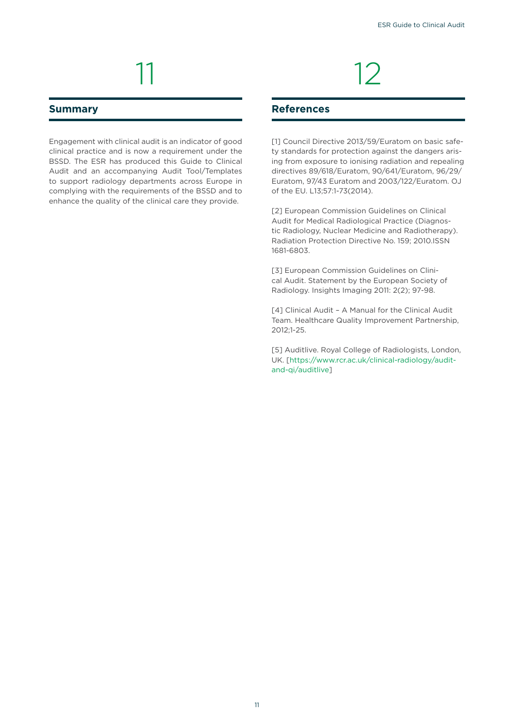# 11

## Summary

Engagement with clinical audit is an indicator of good clinical practice and is now a requirement under the BSSD. The ESR has produced this Guide to Clinical Audit and an accompanying Audit Tool/Templates to support radiology departments across Europe in complying with the requirements of the BSSD and to enhance the quality of the clinical care they provide.

# 12

## References

[1] Council Directive 2013/59/Euratom on basic safety standards for protection against the dangers arising from exposure to ionising radiation and repealing directives 89/618/Euratom, 90/641/Euratom, 96/29/Euratom, 97/43 Euratom and 2003/122/Euratom. OJ of the EU. L13;57:1-73(2014).

[2] European Commission Guidelines on Clinical Audit for Medical Radiological Practice (Diagnostic Radiology, Nuclear Medicine and Radiotherapy). Radiation Protection Directive No. 159; 2010.ISSN 1681-6803.

[3] European Commission Guidelines on Clinical Audit. Statement by the European Society of Radiology. Insights Imaging 2011: 2(2); 97-98.

[4] Clinical Audit – A Manual for the Clinical Audit Team. Healthcare Quality Improvement Partnership, 2012;1-25.

[5] Auditlive. Royal College of Radiologists, London, UK. [https://www.rcr.ac.uk/clinical-radiology/audit-and-qi/auditlive]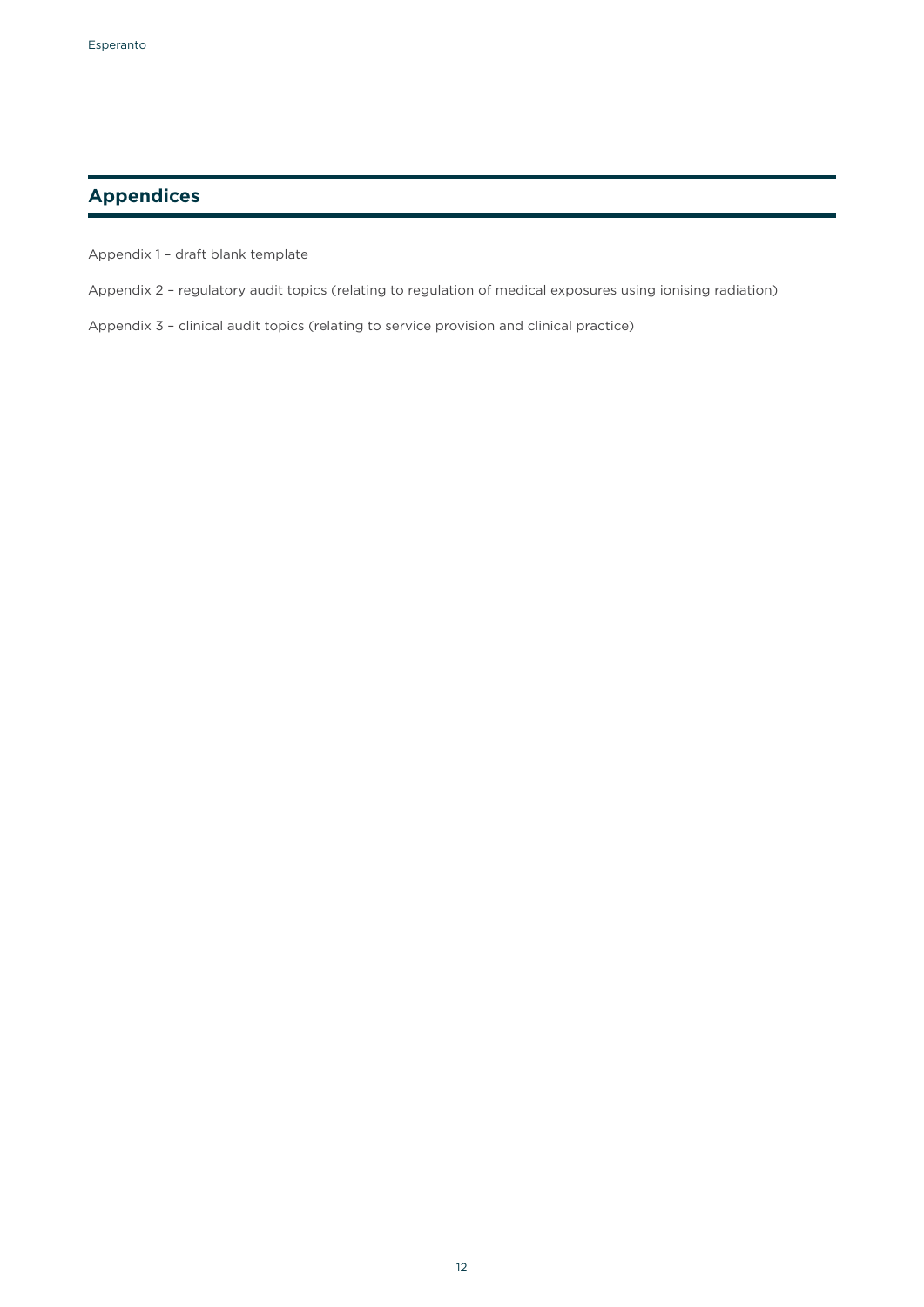## Appendices

Appendix 1 – draft blank template

Appendix 2 – regulatory audit topics (relating to regulation of medical exposures using ionising radiation)

Appendix 3 – clinical audit topics (relating to service provision and clinical practice)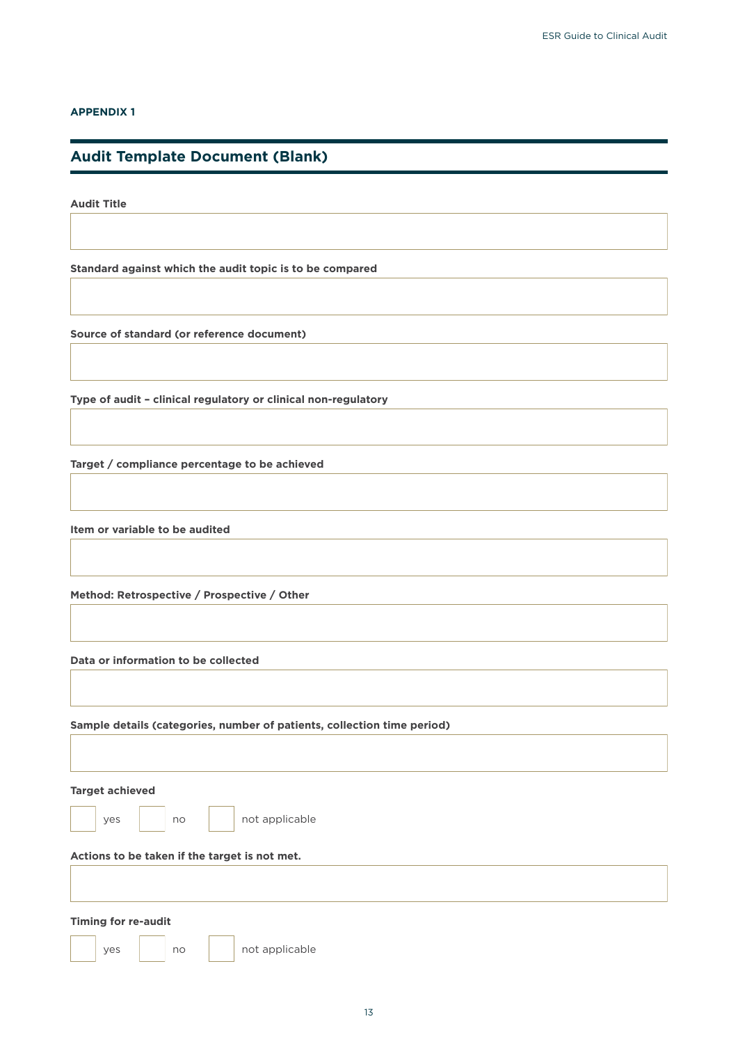**APPENDIX 1**

## Audit Template Document (Blank)

**Audit Title**

**Standard against which the audit topic is to be compared**

**Source of standard (or reference document)**

**Type of audit – clinical regulatory or clinical non-regulatory**

**Target / compliance percentage to be achieved**

**Item or variable to be audited**

**Method: Retrospective / Prospective / Other**

**Data or information to be collected**

**Sample details (categories, number of patients, collection time period)**

**Target achieved**

☐ yes ☐ no ☐ not applicable

**Actions to be taken if the target is not met.**

**Timing for re-audit**

☐ yes ☐ no ☐ not applicable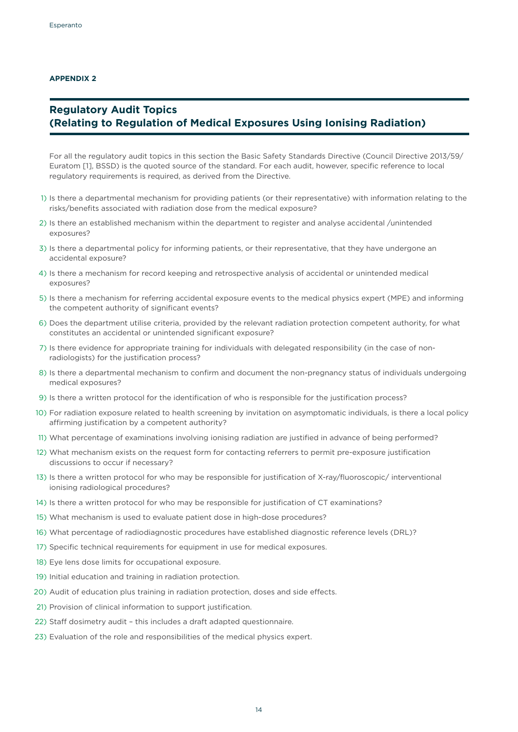**APPENDIX 2**

## Regulatory Audit Topics (Relating to Regulation of Medical Exposures Using Ionising Radiation)

For all the regulatory audit topics in this section the Basic Safety Standards Directive (Council Directive 2013/59/Euratom [1], BSSD) is the quoted source of the standard. For each audit, however, specific reference to local regulatory requirements is required, as derived from the Directive.

1) Is there a departmental mechanism for providing patients (or their representative) with information relating to the risks/benefits associated with radiation dose from the medical exposure?
2) Is there an established mechanism within the department to register and analyse accidental /unintended exposures?
3) Is there a departmental policy for informing patients, or their representative, that they have undergone an accidental exposure?
4) Is there a mechanism for record keeping and retrospective analysis of accidental or unintended medical exposures?
5) Is there a mechanism for referring accidental exposure events to the medical physics expert (MPE) and informing the competent authority of significant events?
6) Does the department utilise criteria, provided by the relevant radiation protection competent authority, for what constitutes an accidental or unintended significant exposure?
7) Is there evidence for appropriate training for individuals with delegated responsibility (in the case of non-radiologists) for the justification process?
8) Is there a departmental mechanism to confirm and document the non-pregnancy status of individuals undergoing medical exposures?
9) Is there a written protocol for the identification of who is responsible for the justification process?
10) For radiation exposure related to health screening by invitation on asymptomatic individuals, is there a local policy affirming justification by a competent authority?
11) What percentage of examinations involving ionising radiation are justified in advance of being performed?
12) What mechanism exists on the request form for contacting referrers to permit pre-exposure justification discussions to occur if necessary?
13) Is there a written protocol for who may be responsible for justification of X-ray/fluoroscopic/ interventional ionising radiological procedures?
14) Is there a written protocol for who may be responsible for justification of CT examinations?
15) What mechanism is used to evaluate patient dose in high-dose procedures?
16) What percentage of radiodiagnostic procedures have established diagnostic reference levels (DRL)?
17) Specific technical requirements for equipment in use for medical exposures.
18) Eye lens dose limits for occupational exposure.
19) Initial education and training in radiation protection.
20) Audit of education plus training in radiation protection, doses and side effects.
21) Provision of clinical information to support justification.
22) Staff dosimetry audit – this includes a draft adapted questionnaire.
23) Evaluation of the role and responsibilities of the medical physics expert.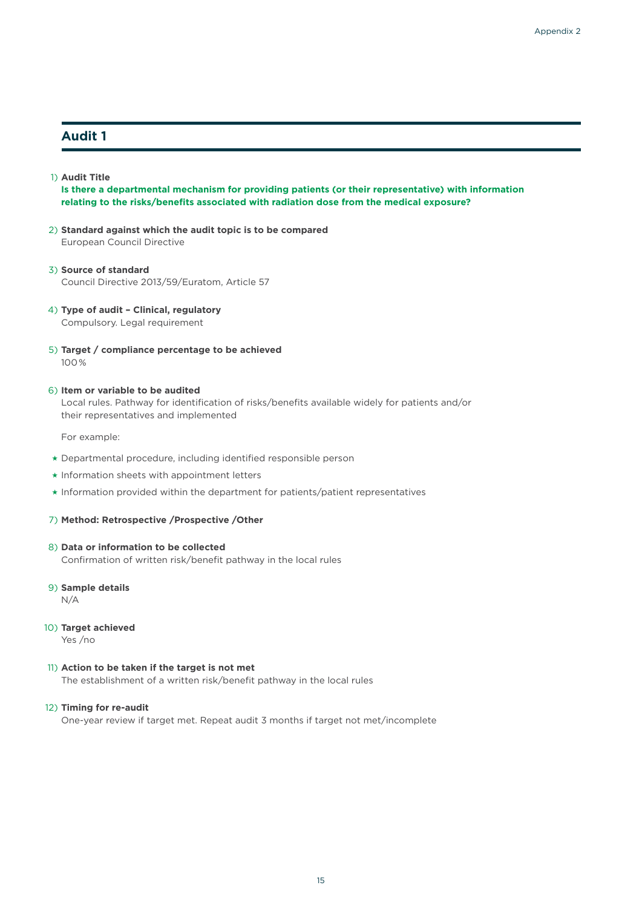## Audit 1

1) **Audit Title**
**Is there a departmental mechanism for providing patients (or their representative) with information relating to the risks/benefits associated with radiation dose from the medical exposure?**

2) **Standard against which the audit topic is to be compared**
European Council Directive

3) **Source of standard**
Council Directive 2013/59/Euratom, Article 57

4) **Type of audit – Clinical, regulatory**
Compulsory. Legal requirement

5) **Target / compliance percentage to be achieved**
100%

6) **Item or variable to be audited**
Local rules. Pathway for identification of risks/benefits available widely for patients and/or their representatives and implemented

For example:

- Departmental procedure, including identified responsible person
- Information sheets with appointment letters
- Information provided within the department for patients/patient representatives

7) **Method: Retrospective /Prospective /Other**

8) **Data or information to be collected**
Confirmation of written risk/benefit pathway in the local rules

9) **Sample details**
N/A

10) **Target achieved**
Yes /no

11) **Action to be taken if the target is not met**
The establishment of a written risk/benefit pathway in the local rules

12) **Timing for re-audit**
One-year review if target met. Repeat audit 3 months if target not met/incomplete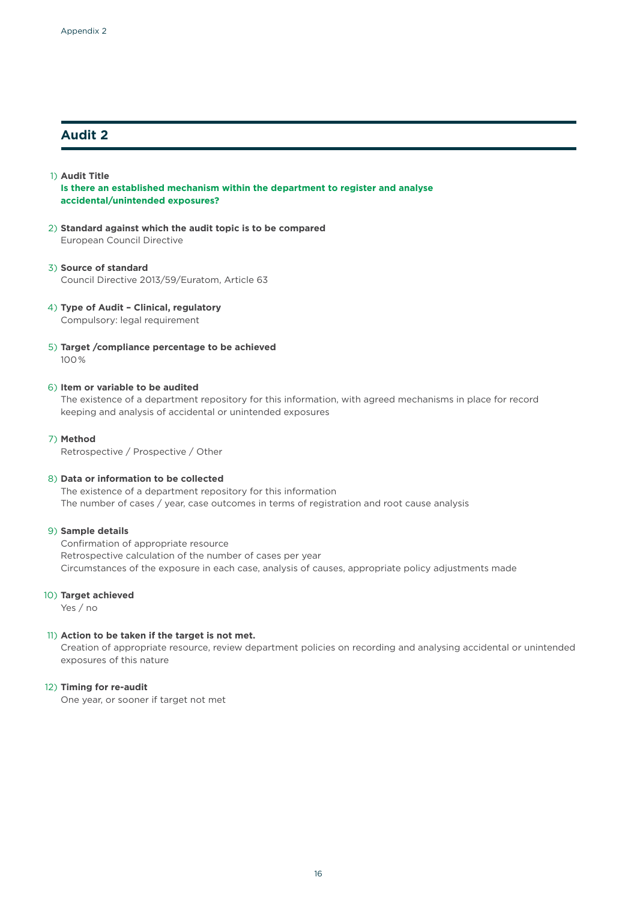## Audit 2

1) **Audit Title**
   **Is there an established mechanism within the department to register and analyse accidental/unintended exposures?**

2) **Standard against which the audit topic is to be compared**
   European Council Directive

3) **Source of standard**
   Council Directive 2013/59/Euratom, Article 63

4) **Type of Audit – Clinical, regulatory**
   Compulsory: legal requirement

5) **Target /compliance percentage to be achieved**
   100%

6) **Item or variable to be audited**
   The existence of a department repository for this information, with agreed mechanisms in place for record keeping and analysis of accidental or unintended exposures

7) **Method**
   Retrospective / Prospective / Other

8) **Data or information to be collected**
   The existence of a department repository for this information
   The number of cases / year, case outcomes in terms of registration and root cause analysis

9) **Sample details**
   Confirmation of appropriate resource
   Retrospective calculation of the number of cases per year
   Circumstances of the exposure in each case, analysis of causes, appropriate policy adjustments made

10) **Target achieved**
    Yes / no

11) **Action to be taken if the target is not met.**
    Creation of appropriate resource, review department policies on recording and analysing accidental or unintended exposures of this nature

12) **Timing for re-audit**
    One year, or sooner if target not met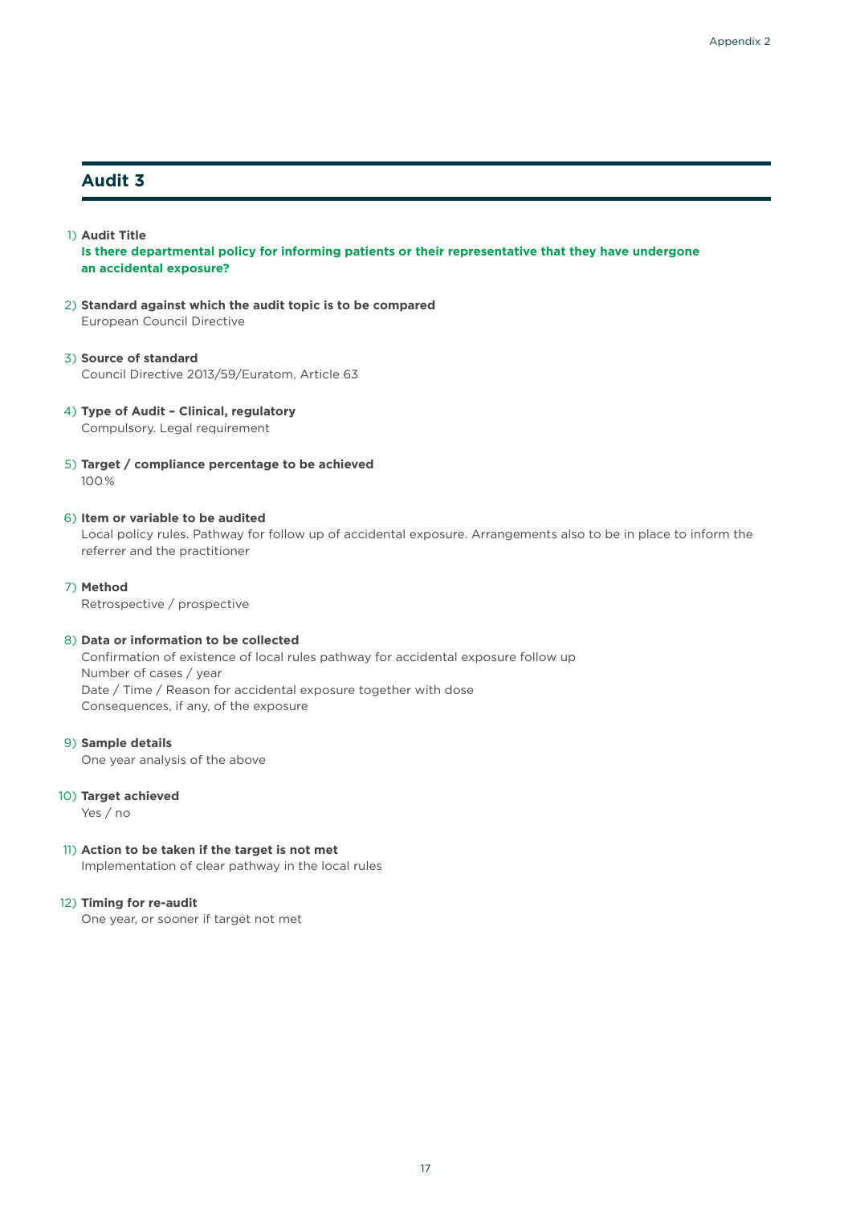## Audit 3

1) **Audit Title**
   **Is there departmental policy for informing patients or their representative that they have undergone an accidental exposure?**

2) **Standard against which the audit topic is to be compared**
   European Council Directive

3) **Source of standard**
   Council Directive 2013/59/Euratom, Article 63

4) **Type of Audit – Clinical, regulatory**
   Compulsory. Legal requirement

5) **Target / compliance percentage to be achieved**
   100%

6) **Item or variable to be audited**
   Local policy rules. Pathway for follow up of accidental exposure. Arrangements also to be in place to inform the referrer and the practitioner

7) **Method**
   Retrospective / prospective

8) **Data or information to be collected**
   Confirmation of existence of local rules pathway for accidental exposure follow up
   Number of cases / year
   Date / Time / Reason for accidental exposure together with dose
   Consequences, if any, of the exposure

9) **Sample details**
   One year analysis of the above

10) **Target achieved**
    Yes / no

11) **Action to be taken if the target is not met**
    Implementation of clear pathway in the local rules

12) **Timing for re-audit**
    One year, or sooner if target not met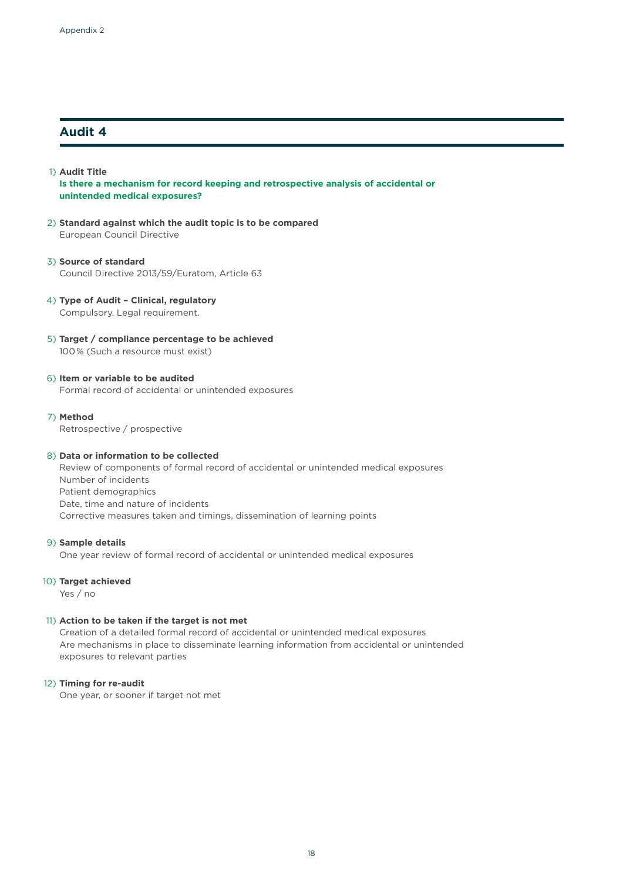## Audit 4

1) **Audit Title**
**Is there a mechanism for record keeping and retrospective analysis of accidental or unintended medical exposures?**

2) **Standard against which the audit topic is to be compared**
European Council Directive

3) **Source of standard**
Council Directive 2013/59/Euratom, Article 63

4) **Type of Audit – Clinical, regulatory**
Compulsory. Legal requirement.

5) **Target / compliance percentage to be achieved**
100% (Such a resource must exist)

6) **Item or variable to be audited**
Formal record of accidental or unintended exposures

7) **Method**
Retrospective / prospective

8) **Data or information to be collected**
Review of components of formal record of accidental or unintended medical exposures
Number of incidents
Patient demographics
Date, time and nature of incidents
Corrective measures taken and timings, dissemination of learning points

9) **Sample details**
One year review of formal record of accidental or unintended medical exposures

10) **Target achieved**
Yes / no

11) **Action to be taken if the target is not met**
Creation of a detailed formal record of accidental or unintended medical exposures
Are mechanisms in place to disseminate learning information from accidental or unintended exposures to relevant parties

12) **Timing for re-audit**
One year, or sooner if target not met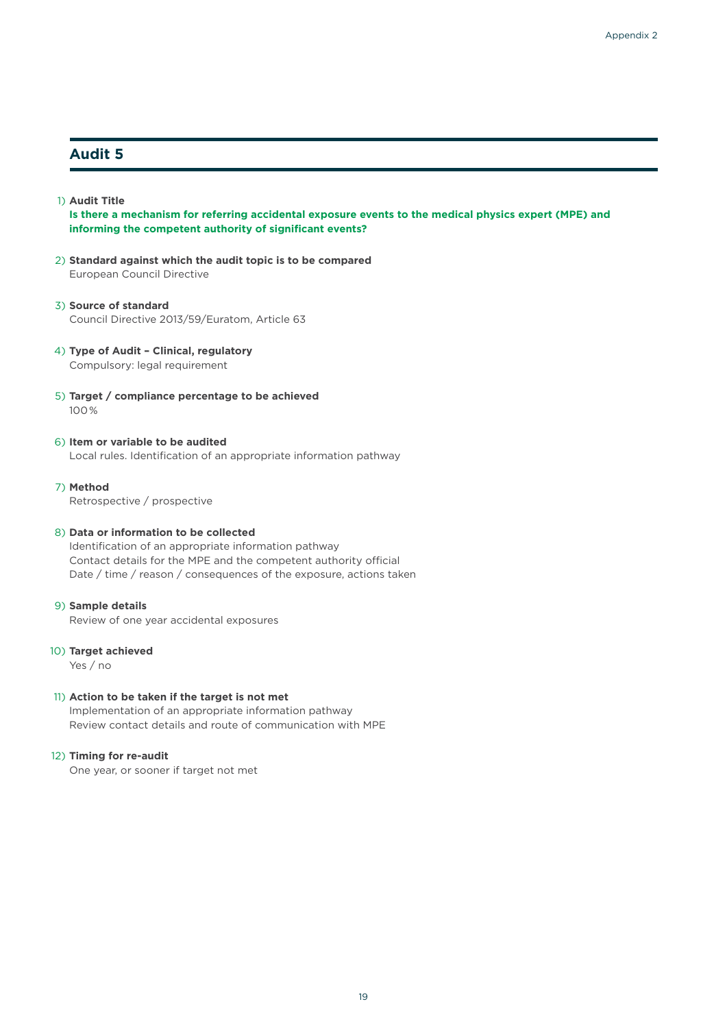## Audit 5

1) **Audit Title**

   **Is there a mechanism for referring accidental exposure events to the medical physics expert (MPE) and informing the competent authority of significant events?**

2) **Standard against which the audit topic is to be compared**

   European Council Directive

3) **Source of standard**

   Council Directive 2013/59/Euratom, Article 63

4) **Type of Audit – Clinical, regulatory**

   Compulsory: legal requirement

5) **Target / compliance percentage to be achieved**

   100%

6) **Item or variable to be audited**

   Local rules. Identification of an appropriate information pathway

7) **Method**

   Retrospective / prospective

8) **Data or information to be collected**

   Identification of an appropriate information pathway
   Contact details for the MPE and the competent authority official
   Date / time / reason / consequences of the exposure, actions taken

9) **Sample details**

   Review of one year accidental exposures

10) **Target achieved**

    Yes / no

11) **Action to be taken if the target is not met**

    Implementation of an appropriate information pathway
    Review contact details and route of communication with MPE

12) **Timing for re-audit**

    One year, or sooner if target not met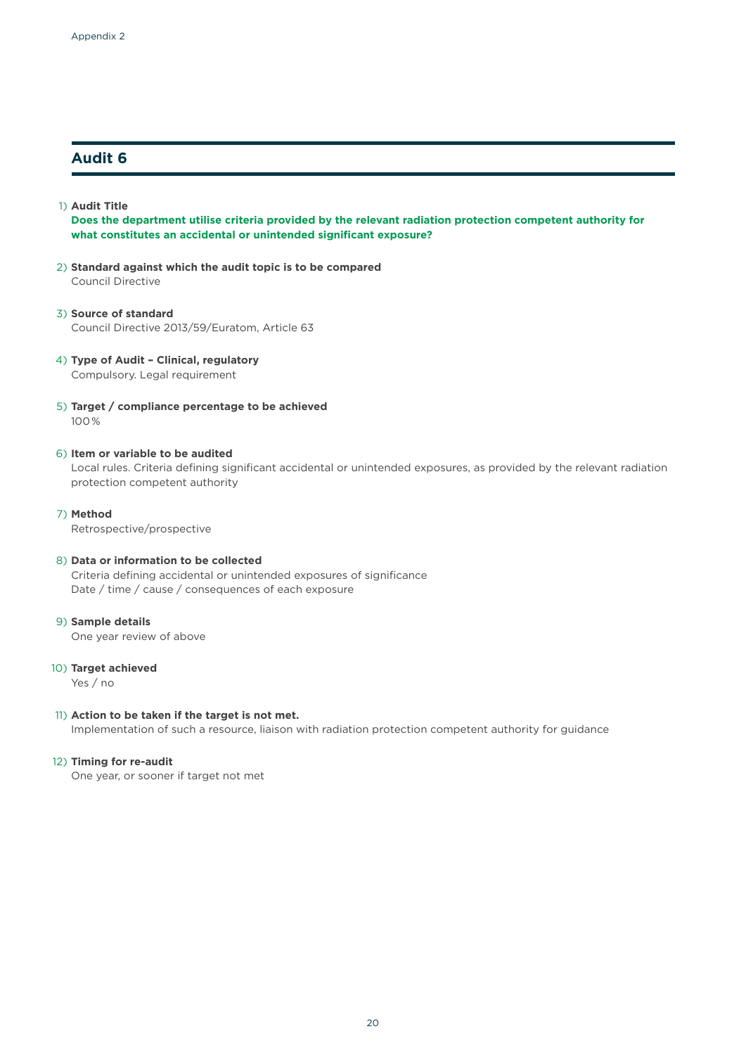## Audit 6

1) **Audit Title**

   **Does the department utilise criteria provided by the relevant radiation protection competent authority for what constitutes an accidental or unintended significant exposure?**

2) **Standard against which the audit topic is to be compared**

   Council Directive

3) **Source of standard**

   Council Directive 2013/59/Euratom, Article 63

4) **Type of Audit – Clinical, regulatory**

   Compulsory. Legal requirement

5) **Target / compliance percentage to be achieved**

   100%

6) **Item or variable to be audited**

   Local rules. Criteria defining significant accidental or unintended exposures, as provided by the relevant radiation protection competent authority

7) **Method**

   Retrospective/prospective

8) **Data or information to be collected**

   Criteria defining accidental or unintended exposures of significance
   Date / time / cause / consequences of each exposure

9) **Sample details**

   One year review of above

10) **Target achieved**

    Yes / no

11) **Action to be taken if the target is not met.**

    Implementation of such a resource, liaison with radiation protection competent authority for guidance

12) **Timing for re-audit**

    One year, or sooner if target not met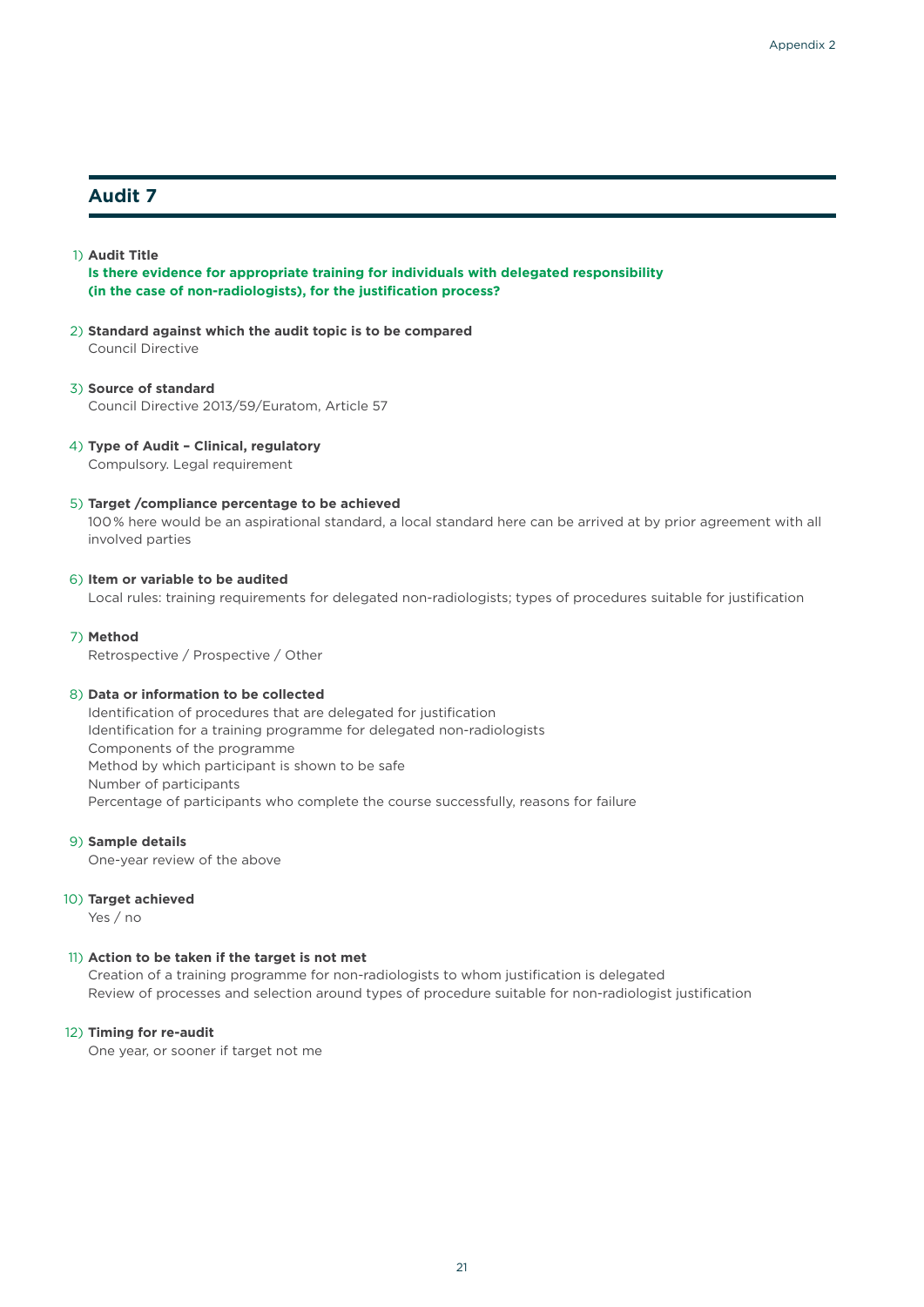## Audit 7

1) **Audit Title**
**Is there evidence for appropriate training for individuals with delegated responsibility (in the case of non-radiologists), for the justification process?**

2) **Standard against which the audit topic is to be compared**
Council Directive

3) **Source of standard**
Council Directive 2013/59/Euratom, Article 57

4) **Type of Audit – Clinical, regulatory**
Compulsory. Legal requirement

5) **Target /compliance percentage to be achieved**
100% here would be an aspirational standard, a local standard here can be arrived at by prior agreement with all involved parties

6) **Item or variable to be audited**
Local rules: training requirements for delegated non-radiologists; types of procedures suitable for justification

7) **Method**
Retrospective / Prospective / Other

8) **Data or information to be collected**
Identification of procedures that are delegated for justification
Identification for a training programme for delegated non-radiologists
Components of the programme
Method by which participant is shown to be safe
Number of participants
Percentage of participants who complete the course successfully, reasons for failure

9) **Sample details**
One-year review of the above

10) **Target achieved**
Yes / no

11) **Action to be taken if the target is not met**
Creation of a training programme for non-radiologists to whom justification is delegated
Review of processes and selection around types of procedure suitable for non-radiologist justification

12) **Timing for re-audit**
One year, or sooner if target not me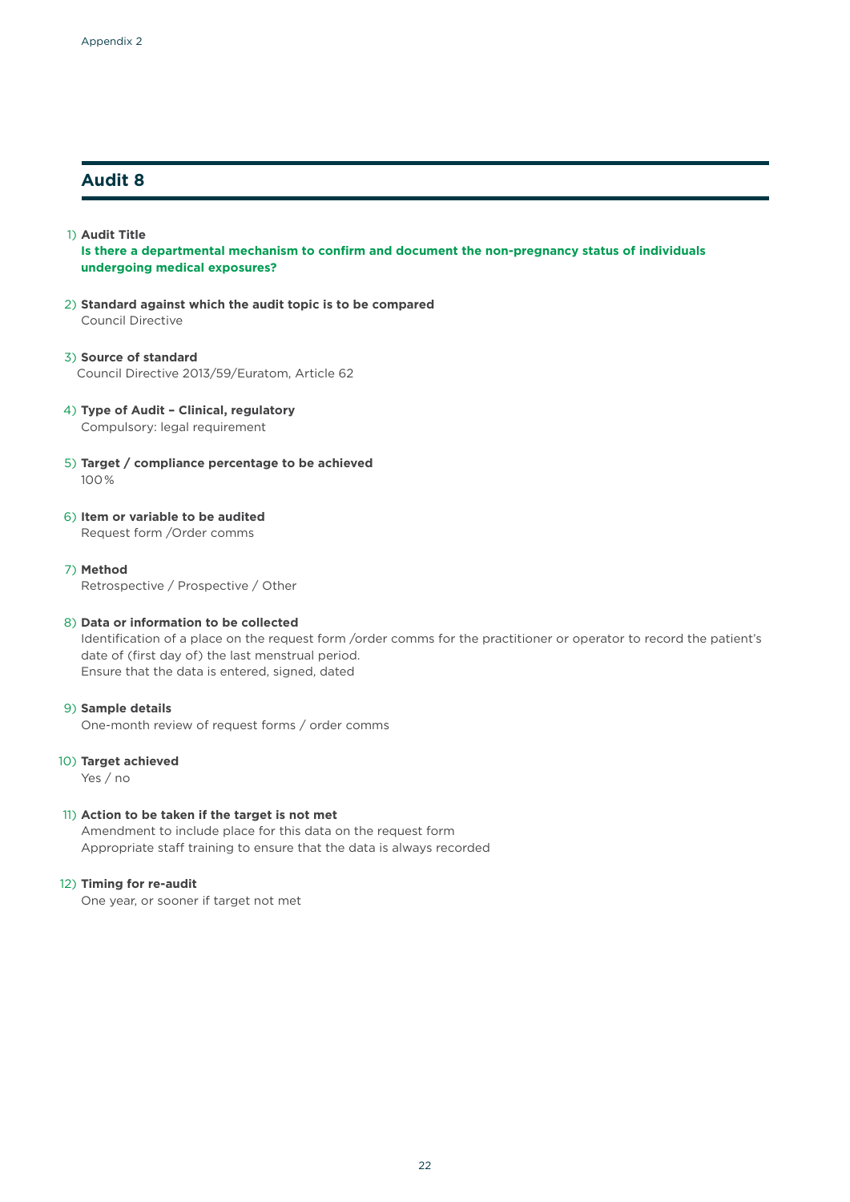## Audit 8

1) **Audit Title**
   **Is there a departmental mechanism to confirm and document the non-pregnancy status of individuals undergoing medical exposures?**

2) **Standard against which the audit topic is to be compared**
   Council Directive

3) **Source of standard**
   Council Directive 2013/59/Euratom, Article 62

4) **Type of Audit – Clinical, regulatory**
   Compulsory: legal requirement

5) **Target / compliance percentage to be achieved**
   100%

6) **Item or variable to be audited**
   Request form /Order comms

7) **Method**
   Retrospective / Prospective / Other

8) **Data or information to be collected**
   Identification of a place on the request form /order comms for the practitioner or operator to record the patient's date of (first day of) the last menstrual period.
   Ensure that the data is entered, signed, dated

9) **Sample details**
   One-month review of request forms / order comms

10) **Target achieved**
    Yes / no

11) **Action to be taken if the target is not met**
    Amendment to include place for this data on the request form
    Appropriate staff training to ensure that the data is always recorded

12) **Timing for re-audit**
    One year, or sooner if target not met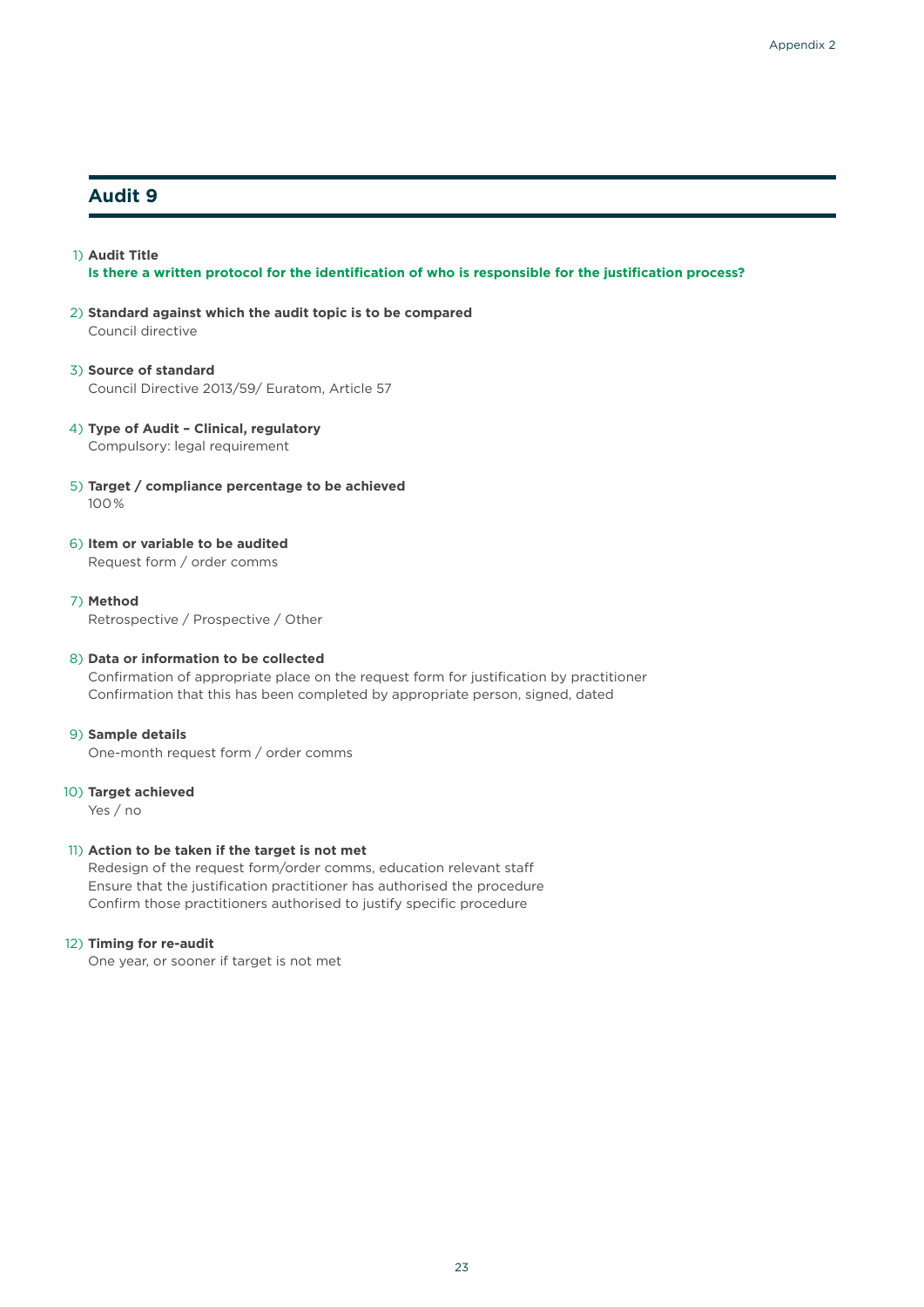## Audit 9

1) **Audit Title**
   **Is there a written protocol for the identification of who is responsible for the justification process?**

2) **Standard against which the audit topic is to be compared**
   Council directive

3) **Source of standard**
   Council Directive 2013/59/ Euratom, Article 57

4) **Type of Audit – Clinical, regulatory**
   Compulsory: legal requirement

5) **Target / compliance percentage to be achieved**
   100%

6) **Item or variable to be audited**
   Request form / order comms

7) **Method**
   Retrospective / Prospective / Other

8) **Data or information to be collected**
   Confirmation of appropriate place on the request form for justification by practitioner
   Confirmation that this has been completed by appropriate person, signed, dated

9) **Sample details**
   One-month request form / order comms

10) **Target achieved**
    Yes / no

11) **Action to be taken if the target is not met**
    Redesign of the request form/order comms, education relevant staff
    Ensure that the justification practitioner has authorised the procedure
    Confirm those practitioners authorised to justify specific procedure

12) **Timing for re-audit**
    One year, or sooner if target is not met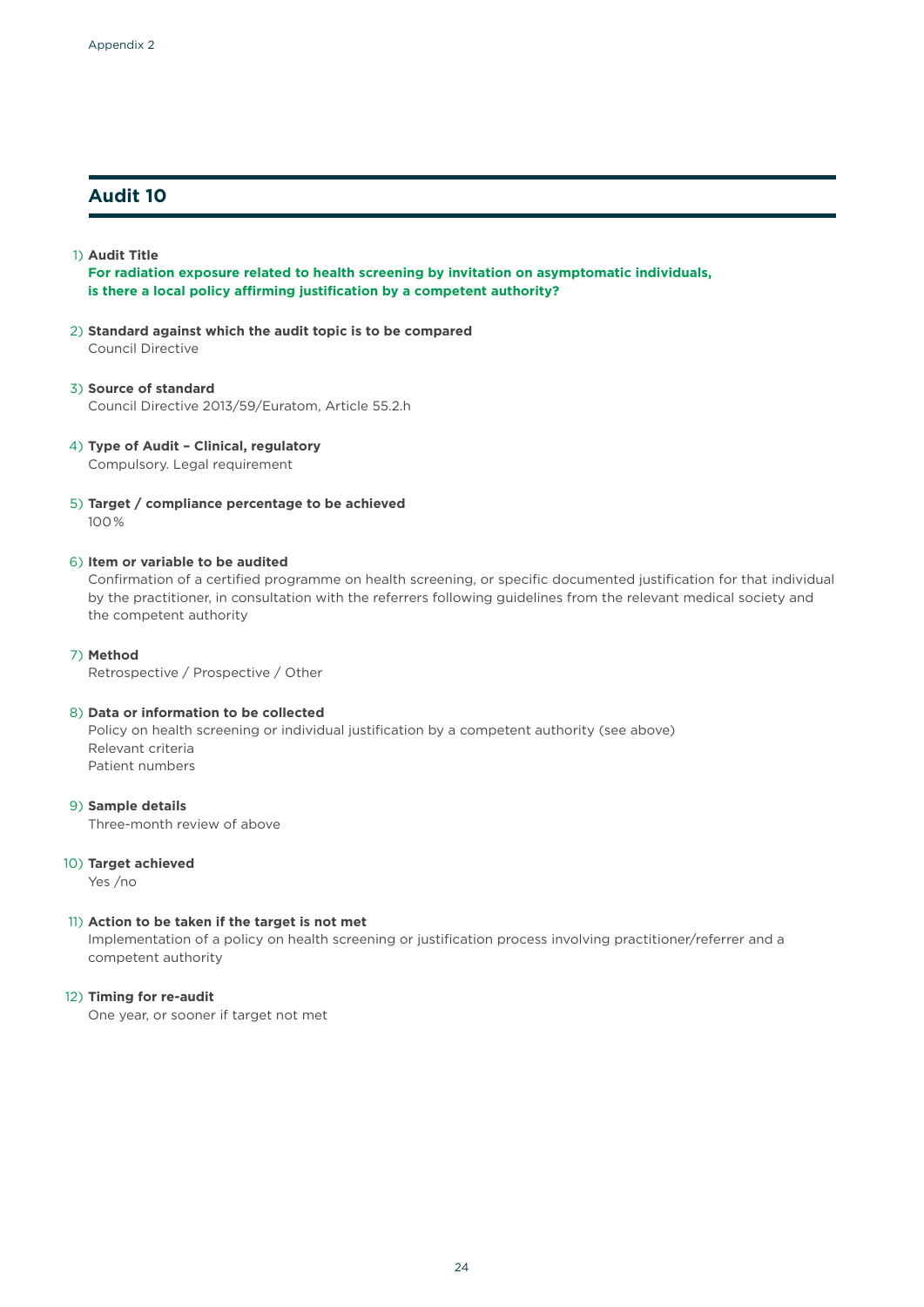## Audit 10

1) **Audit Title**
**For radiation exposure related to health screening by invitation on asymptomatic individuals, is there a local policy affirming justification by a competent authority?**

2) **Standard against which the audit topic is to be compared**
Council Directive

3) **Source of standard**
Council Directive 2013/59/Euratom, Article 55.2.h

4) **Type of Audit – Clinical, regulatory**
Compulsory. Legal requirement

5) **Target / compliance percentage to be achieved**
100%

6) **Item or variable to be audited**
Confirmation of a certified programme on health screening, or specific documented justification for that individual by the practitioner, in consultation with the referrers following guidelines from the relevant medical society and the competent authority

7) **Method**
Retrospective / Prospective / Other

8) **Data or information to be collected**
Policy on health screening or individual justification by a competent authority (see above)
Relevant criteria
Patient numbers

9) **Sample details**
Three-month review of above

10) **Target achieved**
Yes /no

11) **Action to be taken if the target is not met**
Implementation of a policy on health screening or justification process involving practitioner/referrer and a competent authority

12) **Timing for re-audit**
One year, or sooner if target not met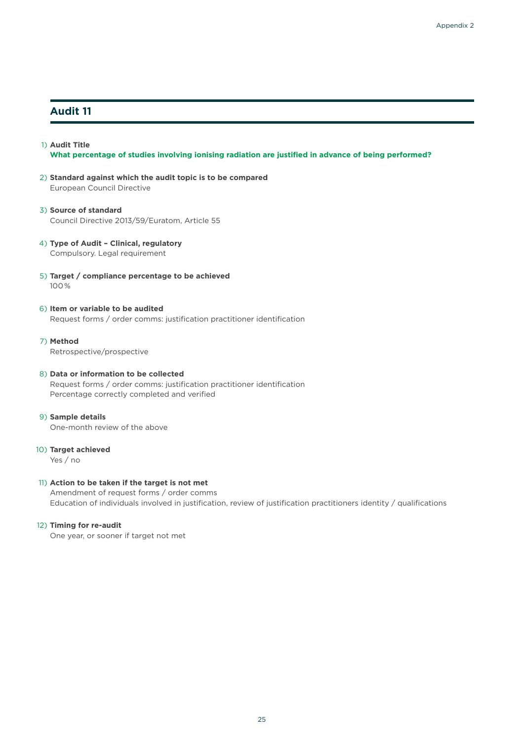## Audit 11

1) **Audit Title**
   **What percentage of studies involving ionising radiation are justified in advance of being performed?**

2) **Standard against which the audit topic is to be compared**
   European Council Directive

3) **Source of standard**
   Council Directive 2013/59/Euratom, Article 55

4) **Type of Audit – Clinical, regulatory**
   Compulsory. Legal requirement

5) **Target / compliance percentage to be achieved**
   100%

6) **Item or variable to be audited**
   Request forms / order comms: justification practitioner identification

7) **Method**
   Retrospective/prospective

8) **Data or information to be collected**
   Request forms / order comms: justification practitioner identification
   Percentage correctly completed and verified

9) **Sample details**
   One-month review of the above

10) **Target achieved**
    Yes / no

11) **Action to be taken if the target is not met**
    Amendment of request forms / order comms
    Education of individuals involved in justification, review of justification practitioners identity / qualifications

12) **Timing for re-audit**
    One year, or sooner if target not met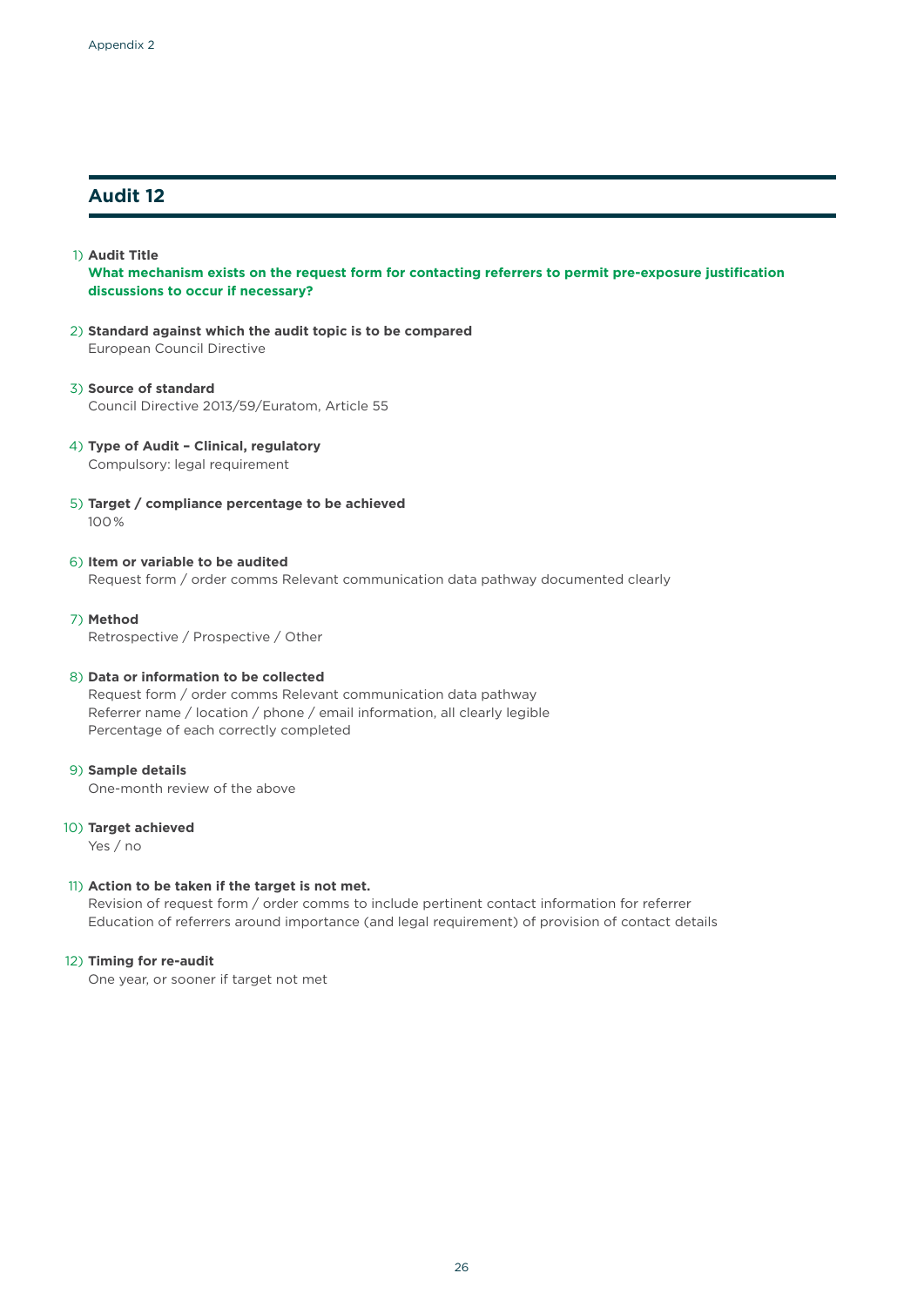## Audit 12

1) **Audit Title**
   **What mechanism exists on the request form for contacting referrers to permit pre-exposure justification discussions to occur if necessary?**

2) **Standard against which the audit topic is to be compared**
   European Council Directive

3) **Source of standard**
   Council Directive 2013/59/Euratom, Article 55

4) **Type of Audit – Clinical, regulatory**
   Compulsory: legal requirement

5) **Target / compliance percentage to be achieved**
   100%

6) **Item or variable to be audited**
   Request form / order comms Relevant communication data pathway documented clearly

7) **Method**
   Retrospective / Prospective / Other

8) **Data or information to be collected**
   Request form / order comms Relevant communication data pathway
   Referrer name / location / phone / email information, all clearly legible
   Percentage of each correctly completed

9) **Sample details**
   One-month review of the above

10) **Target achieved**
    Yes / no

11) **Action to be taken if the target is not met.**
    Revision of request form / order comms to include pertinent contact information for referrer
    Education of referrers around importance (and legal requirement) of provision of contact details

12) **Timing for re-audit**
    One year, or sooner if target not met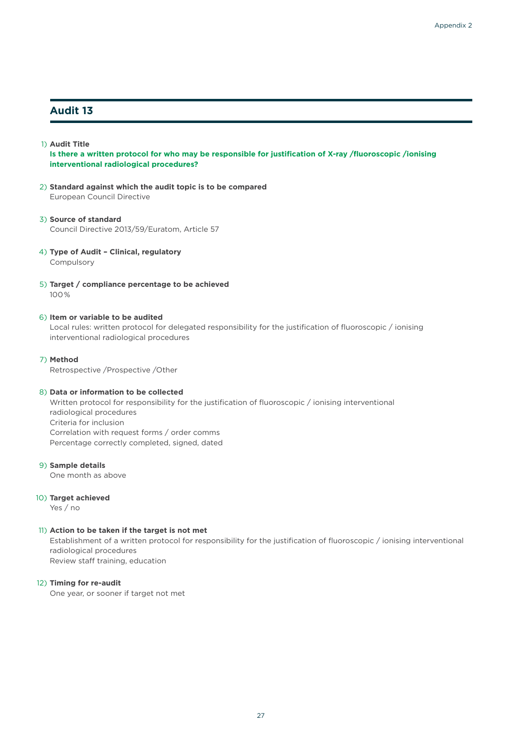## Audit 13

1) **Audit Title**
**Is there a written protocol for who may be responsible for justification of X-ray /fluoroscopic /ionising interventional radiological procedures?**

2) **Standard against which the audit topic is to be compared**
European Council Directive

3) **Source of standard**
Council Directive 2013/59/Euratom, Article 57

4) **Type of Audit – Clinical, regulatory**
Compulsory

5) **Target / compliance percentage to be achieved**
100%

6) **Item or variable to be audited**
Local rules: written protocol for delegated responsibility for the justification of fluoroscopic / ionising interventional radiological procedures

7) **Method**
Retrospective /Prospective /Other

8) **Data or information to be collected**
Written protocol for responsibility for the justification of fluoroscopic / ionising interventional radiological procedures
Criteria for inclusion
Correlation with request forms / order comms
Percentage correctly completed, signed, dated

9) **Sample details**
One month as above

10) **Target achieved**
Yes / no

11) **Action to be taken if the target is not met**
Establishment of a written protocol for responsibility for the justification of fluoroscopic / ionising interventional radiological procedures
Review staff training, education

12) **Timing for re-audit**
One year, or sooner if target not met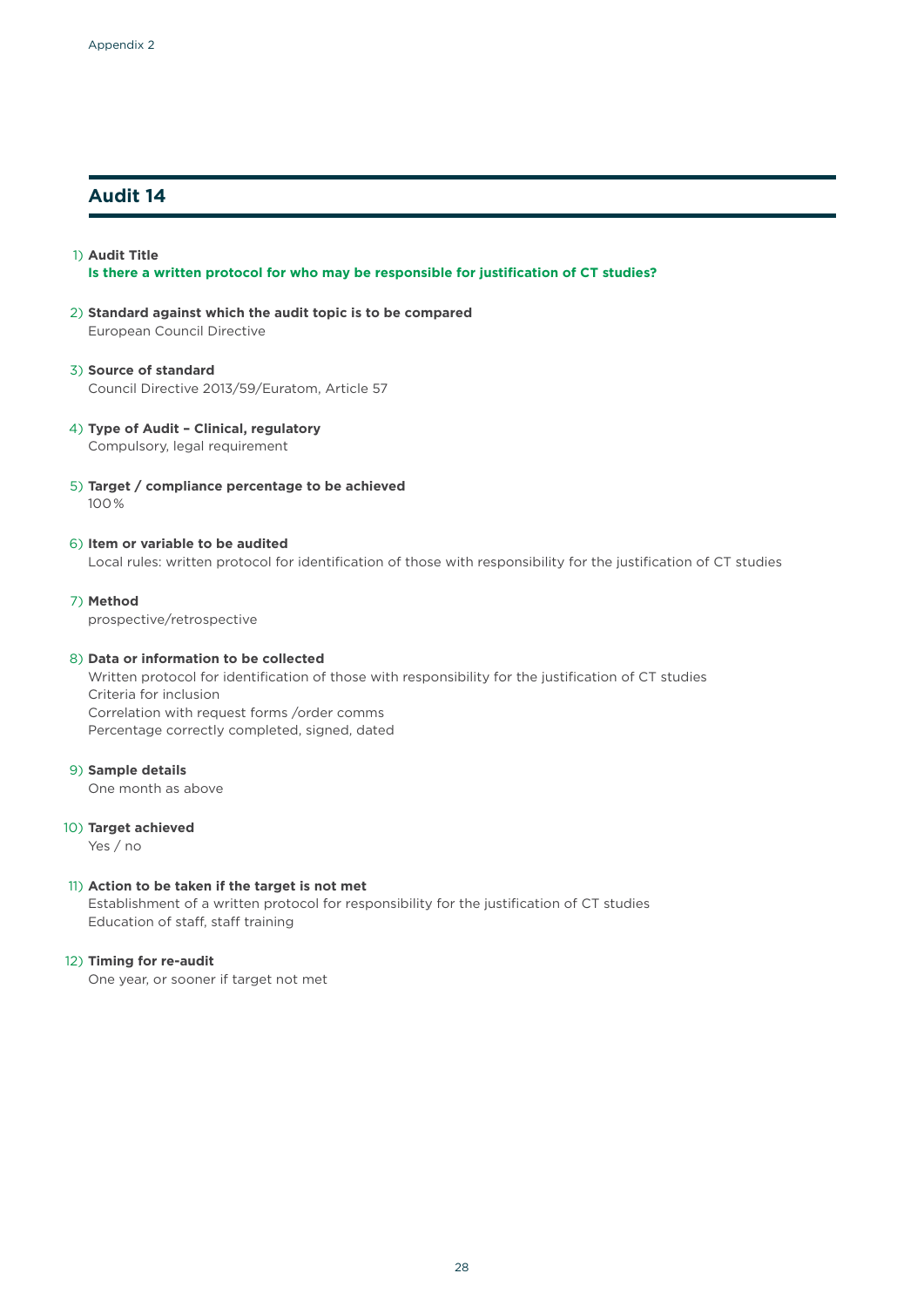## Audit 14

1) **Audit Title**
   **Is there a written protocol for who may be responsible for justification of CT studies?**

2) **Standard against which the audit topic is to be compared**
   European Council Directive

3) **Source of standard**
   Council Directive 2013/59/Euratom, Article 57

4) **Type of Audit – Clinical, regulatory**
   Compulsory, legal requirement

5) **Target / compliance percentage to be achieved**
   100%

6) **Item or variable to be audited**
   Local rules: written protocol for identification of those with responsibility for the justification of CT studies

7) **Method**
   prospective/retrospective

8) **Data or information to be collected**
   Written protocol for identification of those with responsibility for the justification of CT studies
   Criteria for inclusion
   Correlation with request forms /order comms
   Percentage correctly completed, signed, dated

9) **Sample details**
   One month as above

10) **Target achieved**
    Yes / no

11) **Action to be taken if the target is not met**
    Establishment of a written protocol for responsibility for the justification of CT studies
    Education of staff, staff training

12) **Timing for re-audit**
    One year, or sooner if target not met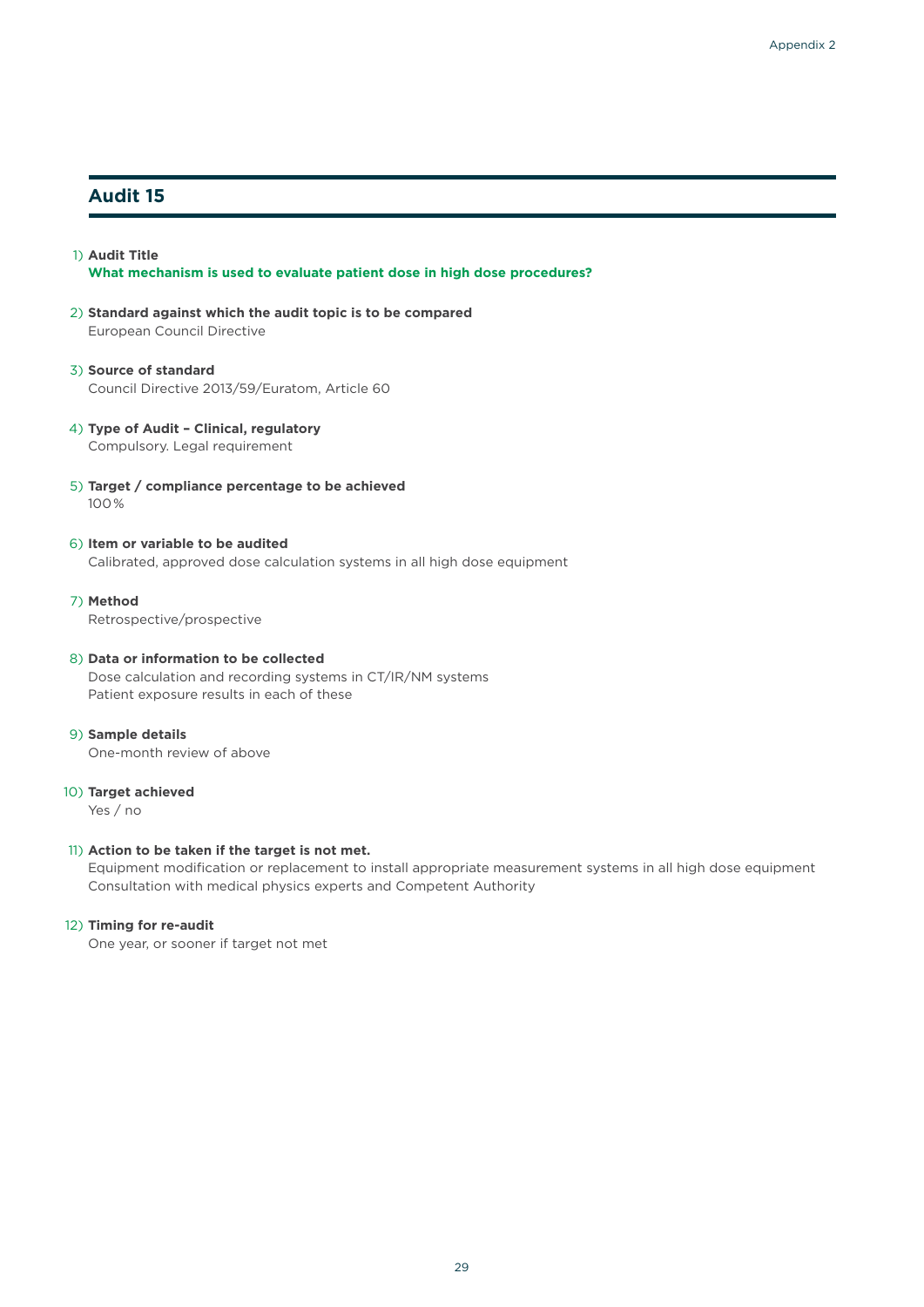## Audit 15

1) **Audit Title**
   **What mechanism is used to evaluate patient dose in high dose procedures?**

2) **Standard against which the audit topic is to be compared**
   European Council Directive

3) **Source of standard**
   Council Directive 2013/59/Euratom, Article 60

4) **Type of Audit – Clinical, regulatory**
   Compulsory. Legal requirement

5) **Target / compliance percentage to be achieved**
   100%

6) **Item or variable to be audited**
   Calibrated, approved dose calculation systems in all high dose equipment

7) **Method**
   Retrospective/prospective

8) **Data or information to be collected**
   Dose calculation and recording systems in CT/IR/NM systems
   Patient exposure results in each of these

9) **Sample details**
   One-month review of above

10) **Target achieved**
    Yes / no

11) **Action to be taken if the target is not met.**
    Equipment modification or replacement to install appropriate measurement systems in all high dose equipment
    Consultation with medical physics experts and Competent Authority

12) **Timing for re-audit**
    One year, or sooner if target not met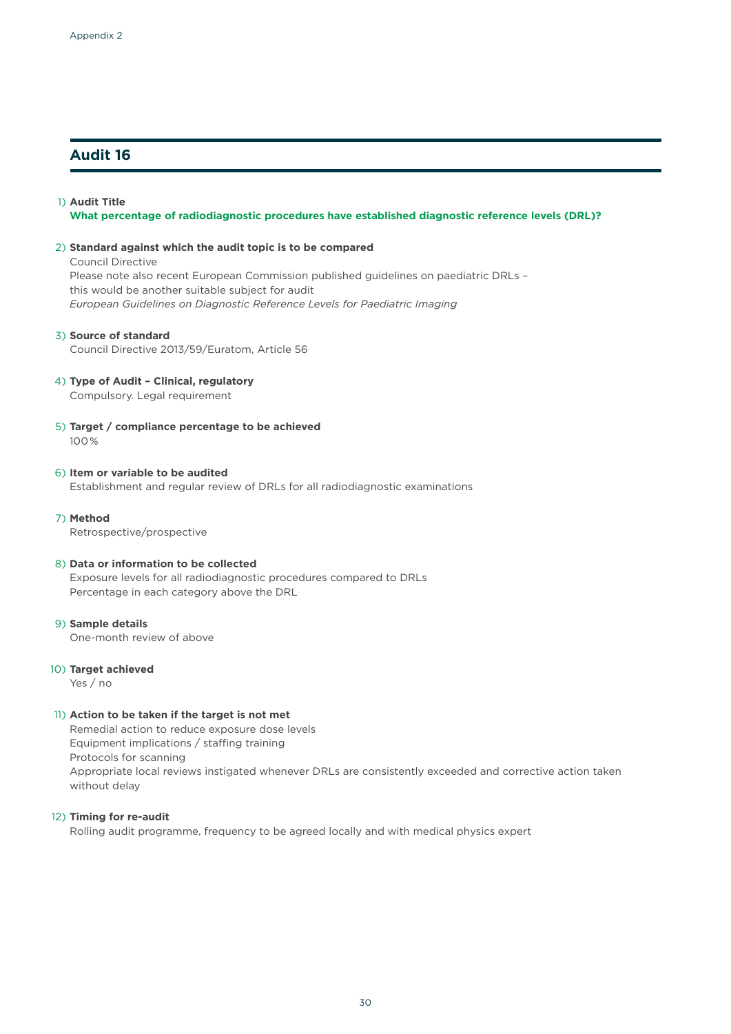## Audit 16

1) **Audit Title**
**What percentage of radiodiagnostic procedures have established diagnostic reference levels (DRL)?**

2) **Standard against which the audit topic is to be compared**
Council Directive
Please note also recent European Commission published guidelines on paediatric DRLs – this would be another suitable subject for audit
*European Guidelines on Diagnostic Reference Levels for Paediatric Imaging*

3) **Source of standard**
Council Directive 2013/59/Euratom, Article 56

4) **Type of Audit – Clinical, regulatory**
Compulsory. Legal requirement

5) **Target / compliance percentage to be achieved**
100%

6) **Item or variable to be audited**
Establishment and regular review of DRLs for all radiodiagnostic examinations

7) **Method**
Retrospective/prospective

8) **Data or information to be collected**
Exposure levels for all radiodiagnostic procedures compared to DRLs
Percentage in each category above the DRL

9) **Sample details**
One-month review of above

10) **Target achieved**
Yes / no

11) **Action to be taken if the target is not met**
Remedial action to reduce exposure dose levels
Equipment implications / staffing training
Protocols for scanning
Appropriate local reviews instigated whenever DRLs are consistently exceeded and corrective action taken without delay

12) **Timing for re-audit**
Rolling audit programme, frequency to be agreed locally and with medical physics expert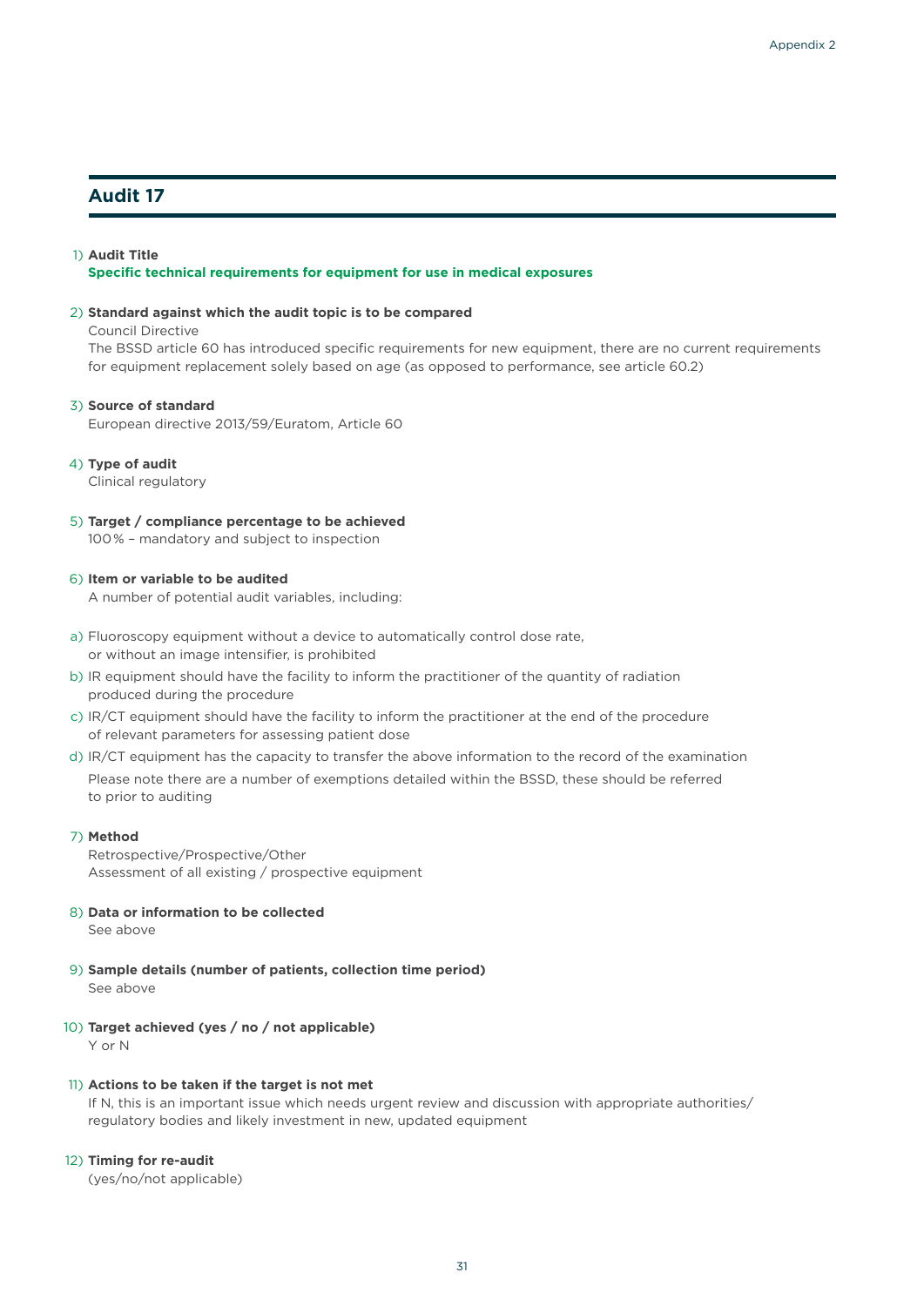## Audit 17

1) **Audit Title**
**Specific technical requirements for equipment for use in medical exposures**

2) **Standard against which the audit topic is to be compared**
Council Directive
The BSSD article 60 has introduced specific requirements for new equipment, there are no current requirements for equipment replacement solely based on age (as opposed to performance, see article 60.2)

3) **Source of standard**
European directive 2013/59/Euratom, Article 60

4) **Type of audit**
Clinical regulatory

5) **Target / compliance percentage to be achieved**
100% – mandatory and subject to inspection

6) **Item or variable to be audited**
A number of potential audit variables, including:

a) Fluoroscopy equipment without a device to automatically control dose rate, or without an image intensifier, is prohibited
b) IR equipment should have the facility to inform the practitioner of the quantity of radiation produced during the procedure
c) IR/CT equipment should have the facility to inform the practitioner at the end of the procedure of relevant parameters for assessing patient dose
d) IR/CT equipment has the capacity to transfer the above information to the record of the examination

Please note there are a number of exemptions detailed within the BSSD, these should be referred to prior to auditing

7) **Method**
Retrospective/Prospective/Other
Assessment of all existing / prospective equipment

8) **Data or information to be collected**
See above

9) **Sample details (number of patients, collection time period)**
See above

10) **Target achieved (yes / no / not applicable)**
Y or N

11) **Actions to be taken if the target is not met**
If N, this is an important issue which needs urgent review and discussion with appropriate authorities/ regulatory bodies and likely investment in new, updated equipment

12) **Timing for re-audit**
(yes/no/not applicable)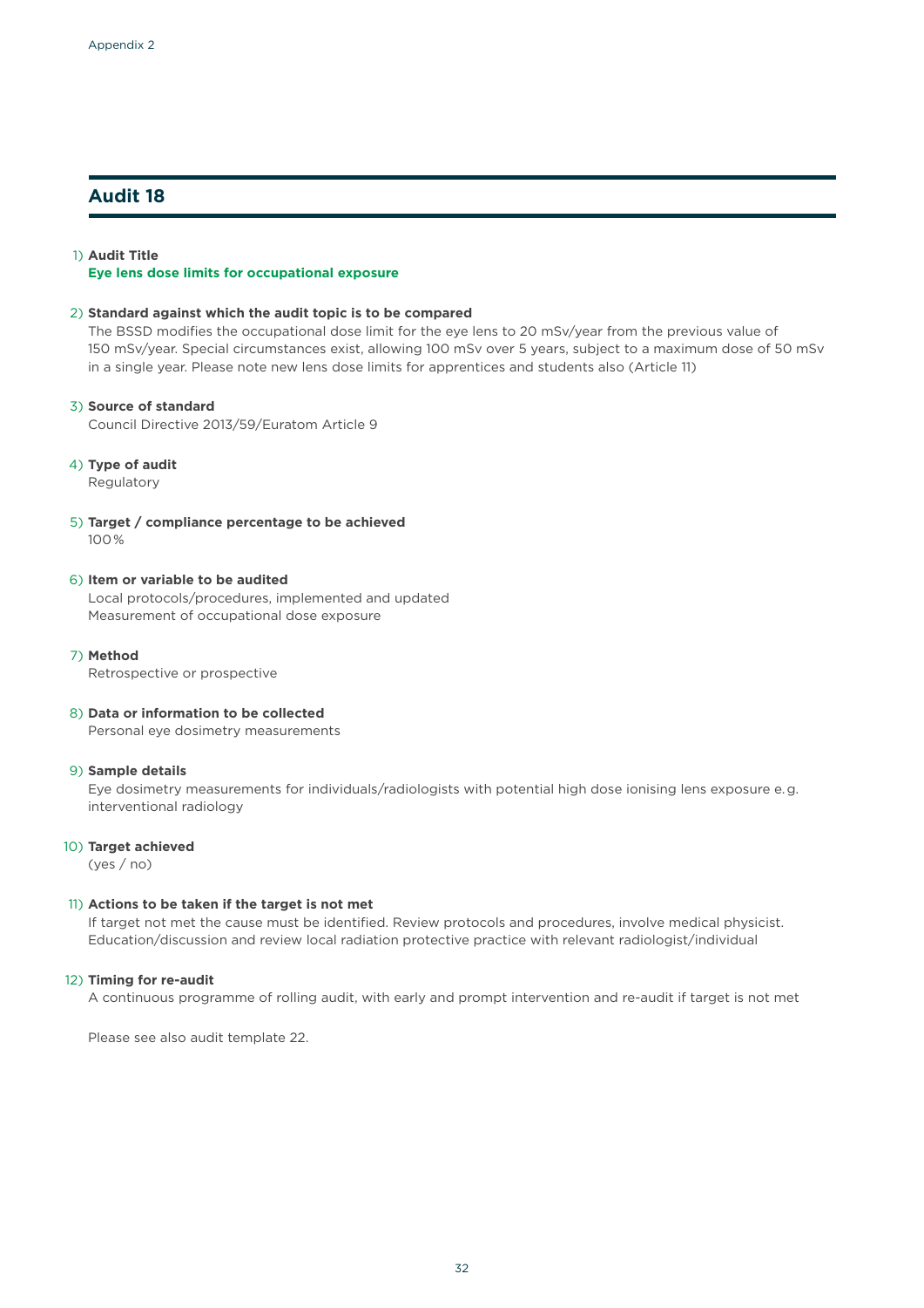## Audit 18

1) **Audit Title**
**Eye lens dose limits for occupational exposure**

2) **Standard against which the audit topic is to be compared**
The BSSD modifies the occupational dose limit for the eye lens to 20 mSv/year from the previous value of 150 mSv/year. Special circumstances exist, allowing 100 mSv over 5 years, subject to a maximum dose of 50 mSv in a single year. Please note new lens dose limits for apprentices and students also (Article 11)

3) **Source of standard**
Council Directive 2013/59/Euratom Article 9

4) **Type of audit**
Regulatory

5) **Target / compliance percentage to be achieved**
100%

6) **Item or variable to be audited**
Local protocols/procedures, implemented and updated
Measurement of occupational dose exposure

7) **Method**
Retrospective or prospective

8) **Data or information to be collected**
Personal eye dosimetry measurements

9) **Sample details**
Eye dosimetry measurements for individuals/radiologists with potential high dose ionising lens exposure e.g. interventional radiology

10) **Target achieved**
(yes / no)

11) **Actions to be taken if the target is not met**
If target not met the cause must be identified. Review protocols and procedures, involve medical physicist. Education/discussion and review local radiation protective practice with relevant radiologist/individual

12) **Timing for re-audit**
A continuous programme of rolling audit, with early and prompt intervention and re-audit if target is not met

Please see also audit template 22.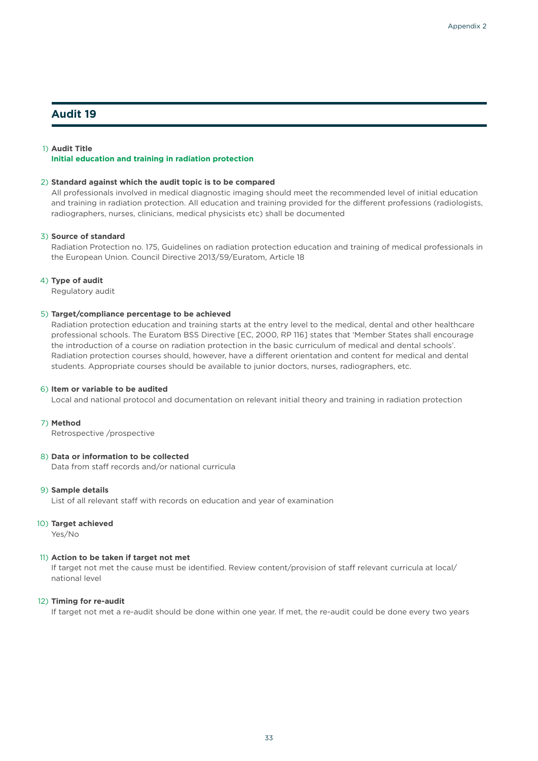## Audit 19

1) **Audit Title**
   **Initial education and training in radiation protection**

2) **Standard against which the audit topic is to be compared**
   All professionals involved in medical diagnostic imaging should meet the recommended level of initial education and training in radiation protection. All education and training provided for the different professions (radiologists, radiographers, nurses, clinicians, medical physicists etc) shall be documented

3) **Source of standard**
   Radiation Protection no. 175, Guidelines on radiation protection education and training of medical professionals in the European Union. Council Directive 2013/59/Euratom, Article 18

4) **Type of audit**
   Regulatory audit

5) **Target/compliance percentage to be achieved**
   Radiation protection education and training starts at the entry level to the medical, dental and other healthcare professional schools. The Euratom BSS Directive [EC, 2000, RP 116] states that 'Member States shall encourage the introduction of a course on radiation protection in the basic curriculum of medical and dental schools'. Radiation protection courses should, however, have a different orientation and content for medical and dental students. Appropriate courses should be available to junior doctors, nurses, radiographers, etc.

6) **Item or variable to be audited**
   Local and national protocol and documentation on relevant initial theory and training in radiation protection

7) **Method**
   Retrospective /prospective

8) **Data or information to be collected**
   Data from staff records and/or national curricula

9) **Sample details**
   List of all relevant staff with records on education and year of examination

10) **Target achieved**
    Yes/No

11) **Action to be taken if target not met**
    If target not met the cause must be identified. Review content/provision of staff relevant curricula at local/national level

12) **Timing for re-audit**
    If target not met a re-audit should be done within one year. If met, the re-audit could be done every two years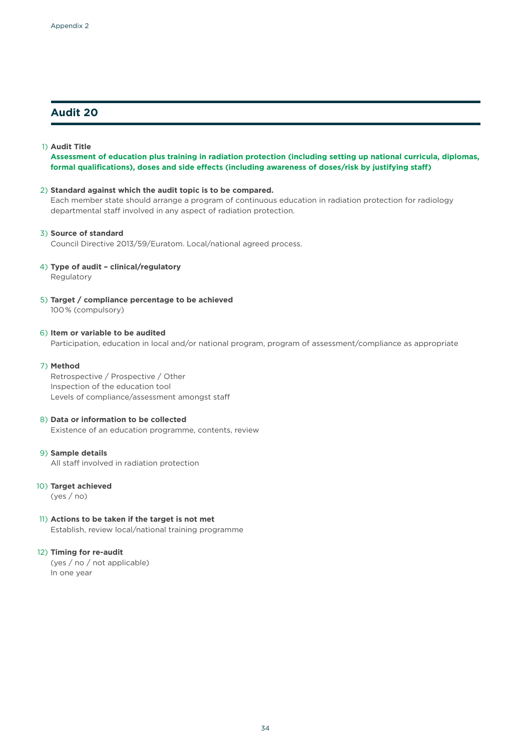## Audit 20

1) **Audit Title**

**Assessment of education plus training in radiation protection (including setting up national curricula, diplomas, formal qualifications), doses and side effects (including awareness of doses/risk by justifying staff)**

2) **Standard against which the audit topic is to be compared.**

Each member state should arrange a program of continuous education in radiation protection for radiology departmental staff involved in any aspect of radiation protection.

3) **Source of standard**

Council Directive 2013/59/Euratom. Local/national agreed process.

4) **Type of audit – clinical/regulatory**

Regulatory

5) **Target / compliance percentage to be achieved**

100% (compulsory)

6) **Item or variable to be audited**

Participation, education in local and/or national program, program of assessment/compliance as appropriate

7) **Method**

Retrospective / Prospective / Other
Inspection of the education tool
Levels of compliance/assessment amongst staff

8) **Data or information to be collected**

Existence of an education programme, contents, review

9) **Sample details**

All staff involved in radiation protection

10) **Target achieved**

(yes / no)

11) **Actions to be taken if the target is not met**

Establish, review local/national training programme

12) **Timing for re-audit**

(yes / no / not applicable)
In one year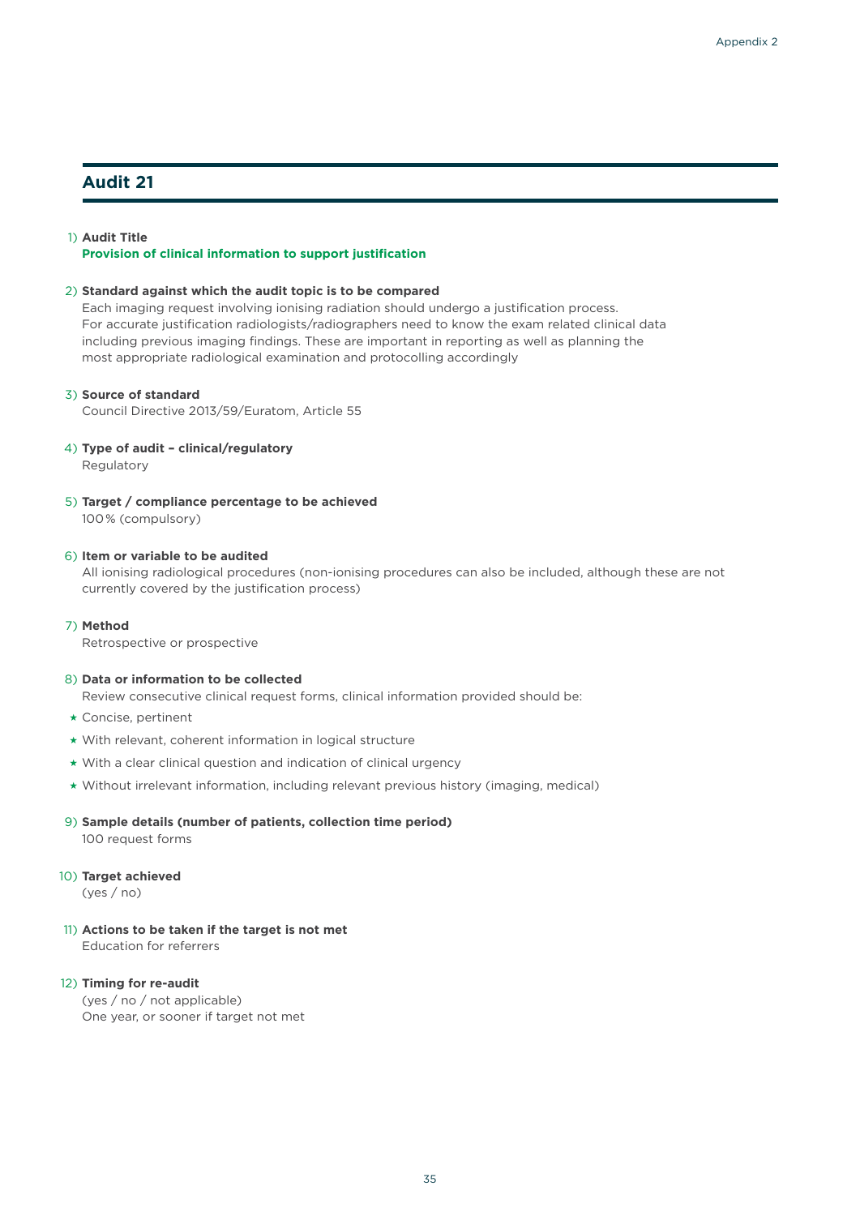## Audit 21

1) **Audit Title**
**Provision of clinical information to support justification**

2) **Standard against which the audit topic is to be compared**
Each imaging request involving ionising radiation should undergo a justification process. For accurate justification radiologists/radiographers need to know the exam related clinical data including previous imaging findings. These are important in reporting as well as planning the most appropriate radiological examination and protocolling accordingly

3) **Source of standard**
Council Directive 2013/59/Euratom, Article 55

4) **Type of audit – clinical/regulatory**
Regulatory

5) **Target / compliance percentage to be achieved**
100% (compulsory)

6) **Item or variable to be audited**
All ionising radiological procedures (non-ionising procedures can also be included, although these are not currently covered by the justification process)

7) **Method**
Retrospective or prospective

8) **Data or information to be collected**
Review consecutive clinical request forms, clinical information provided should be:

- Concise, pertinent
- With relevant, coherent information in logical structure
- With a clear clinical question and indication of clinical urgency
- Without irrelevant information, including relevant previous history (imaging, medical)

9) **Sample details (number of patients, collection time period)**
100 request forms

10) **Target achieved**
(yes / no)

11) **Actions to be taken if the target is not met**
Education for referrers

12) **Timing for re-audit**
(yes / no / not applicable)
One year, or sooner if target not met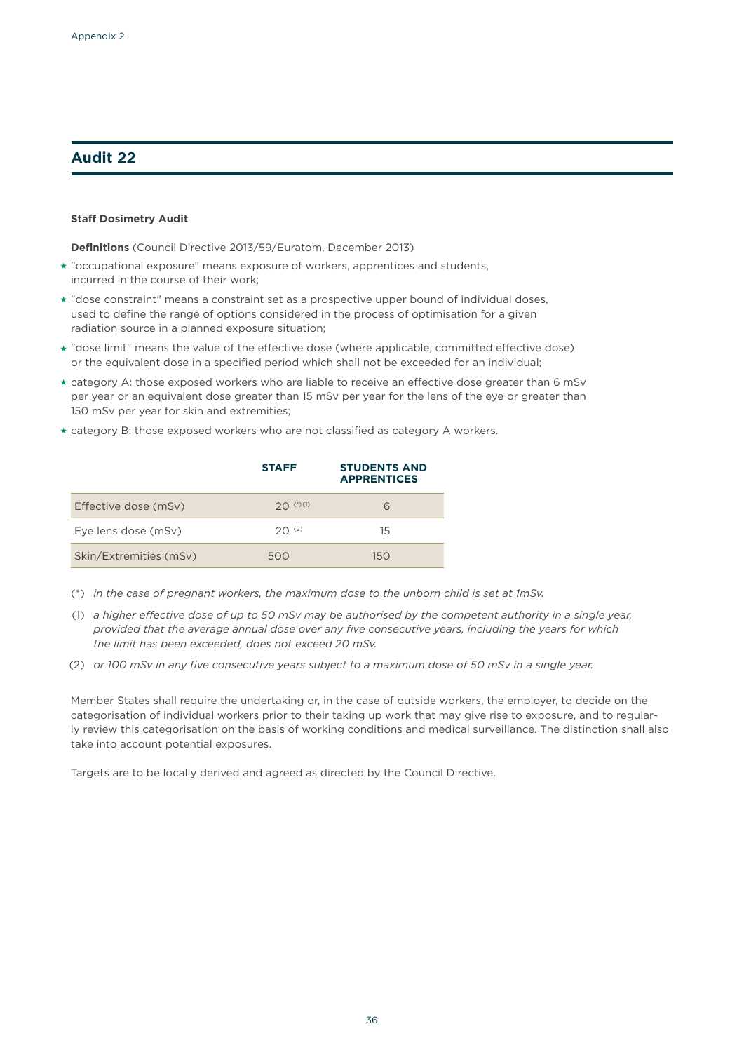## Audit 22

**Staff Dosimetry Audit**

**Definitions** (Council Directive 2013/59/Euratom, December 2013)

- "occupational exposure" means exposure of workers, apprentices and students, incurred in the course of their work;
- "dose constraint" means a constraint set as a prospective upper bound of individual doses, used to define the range of options considered in the process of optimisation for a given radiation source in a planned exposure situation;
- "dose limit" means the value of the effective dose (where applicable, committed effective dose) or the equivalent dose in a specified period which shall not be exceeded for an individual;
- category A: those exposed workers who are liable to receive an effective dose greater than 6 mSv per year or an equivalent dose greater than 15 mSv per year for the lens of the eye or greater than 150 mSv per year for skin and extremities;
- category B: those exposed workers who are not classified as category A workers.

| | STAFF | STUDENTS AND APPRENTICES |
|---|---|---|
| Effective dose (mSv) | 20 (*)(1) | 6 |
| Eye lens dose (mSv) | 20 (2) | 15 |
| Skin/Extremities (mSv) | 500 | 150 |

(*) *in the case of pregnant workers, the maximum dose to the unborn child is set at 1mSv.*

(1) *a higher effective dose of up to 50 mSv may be authorised by the competent authority in a single year, provided that the average annual dose over any five consecutive years, including the years for which the limit has been exceeded, does not exceed 20 mSv.*

(2) *or 100 mSv in any five consecutive years subject to a maximum dose of 50 mSv in a single year.*

Member States shall require the undertaking or, in the case of outside workers, the employer, to decide on the categorisation of individual workers prior to their taking up work that may give rise to exposure, and to regularly review this categorisation on the basis of working conditions and medical surveillance. The distinction shall also take into account potential exposures.

Targets are to be locally derived and agreed as directed by the Council Directive.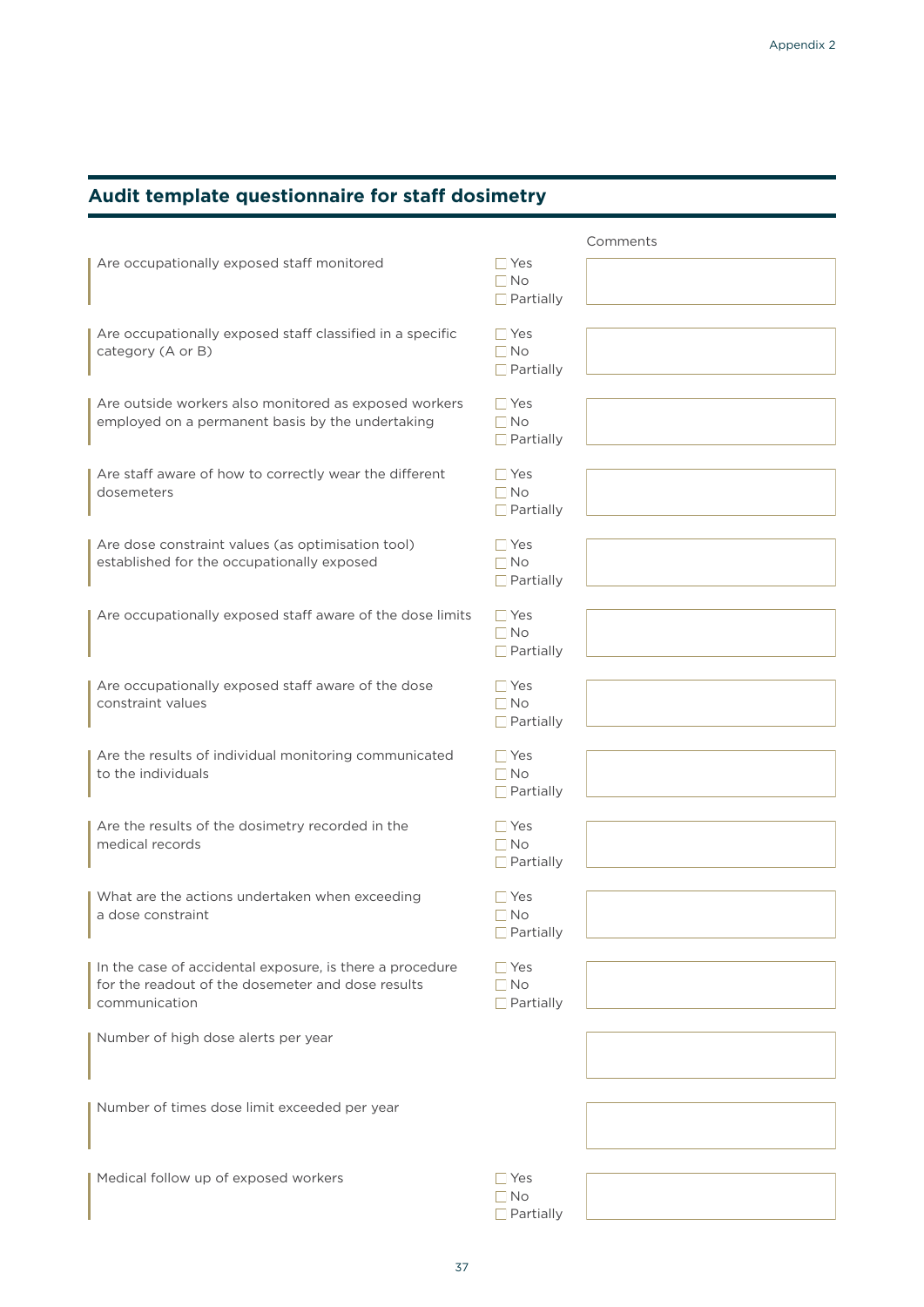## Audit template questionnaire for staff dosimetry

| Question | Answer | Comments |
|---|---|---|
| Are occupationally exposed staff monitored | ☐ Yes<br>☐ No<br>☐ Partially | |
| Are occupationally exposed staff classified in a specific category (A or B) | ☐ Yes<br>☐ No<br>☐ Partially | |
| Are outside workers also monitored as exposed workers employed on a permanent basis by the undertaking | ☐ Yes<br>☐ No<br>☐ Partially | |
| Are staff aware of how to correctly wear the different dosemeters | ☐ Yes<br>☐ No<br>☐ Partially | |
| Are dose constraint values (as optimisation tool) established for the occupationally exposed | ☐ Yes<br>☐ No<br>☐ Partially | |
| Are occupationally exposed staff aware of the dose limits | ☐ Yes<br>☐ No<br>☐ Partially | |
| Are occupationally exposed staff aware of the dose constraint values | ☐ Yes<br>☐ No<br>☐ Partially | |
| Are the results of individual monitoring communicated to the individuals | ☐ Yes<br>☐ No<br>☐ Partially | |
| Are the results of the dosimetry recorded in the medical records | ☐ Yes<br>☐ No<br>☐ Partially | |
| What are the actions undertaken when exceeding a dose constraint | ☐ Yes<br>☐ No<br>☐ Partially | |
| In the case of accidental exposure, is there a procedure for the readout of the dosemeter and dose results communication | ☐ Yes<br>☐ No<br>☐ Partially | |
| Number of high dose alerts per year | | |
| Number of times dose limit exceeded per year | | |
| Medical follow up of exposed workers | ☐ Yes<br>☐ No<br>☐ Partially | |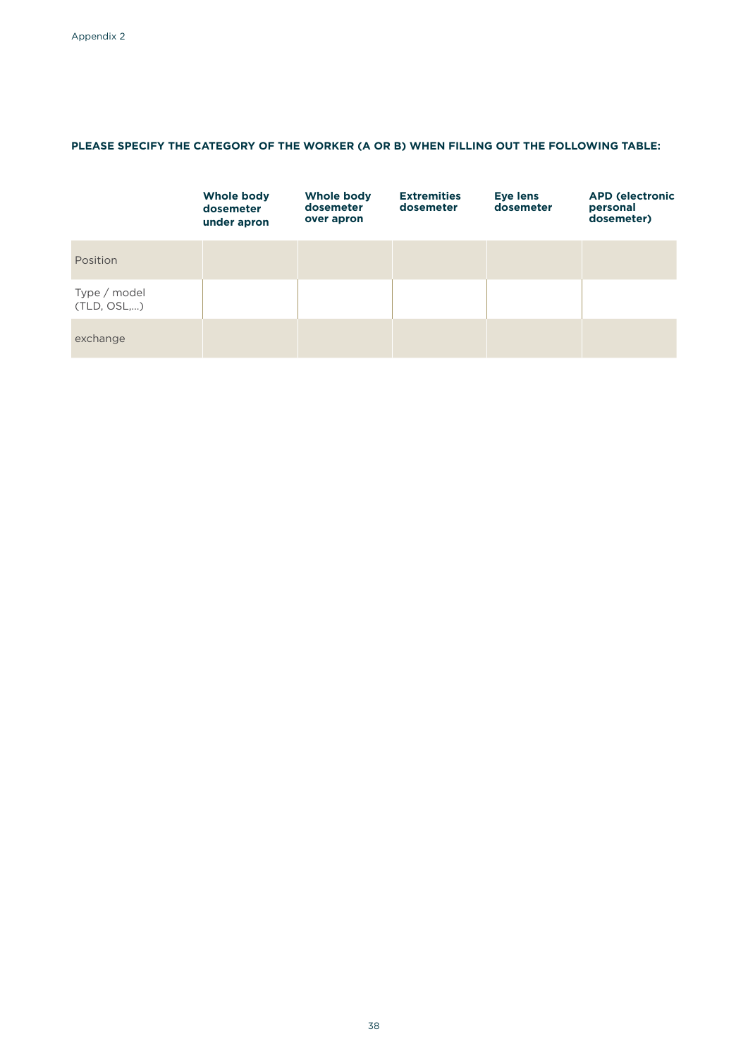**PLEASE SPECIFY THE CATEGORY OF THE WORKER (A OR B) WHEN FILLING OUT THE FOLLOWING TABLE:**

| | **Whole body dosemeter under apron** | **Whole body dosemeter over apron** | **Extremities dosemeter** | **Eye lens dosemeter** | **APD (electronic personal dosemeter)** |
|---|---|---|---|---|---|
| Position | | | | | |
| Type / model (TLD, OSL,...) | | | | | |
| exchange | | | | | |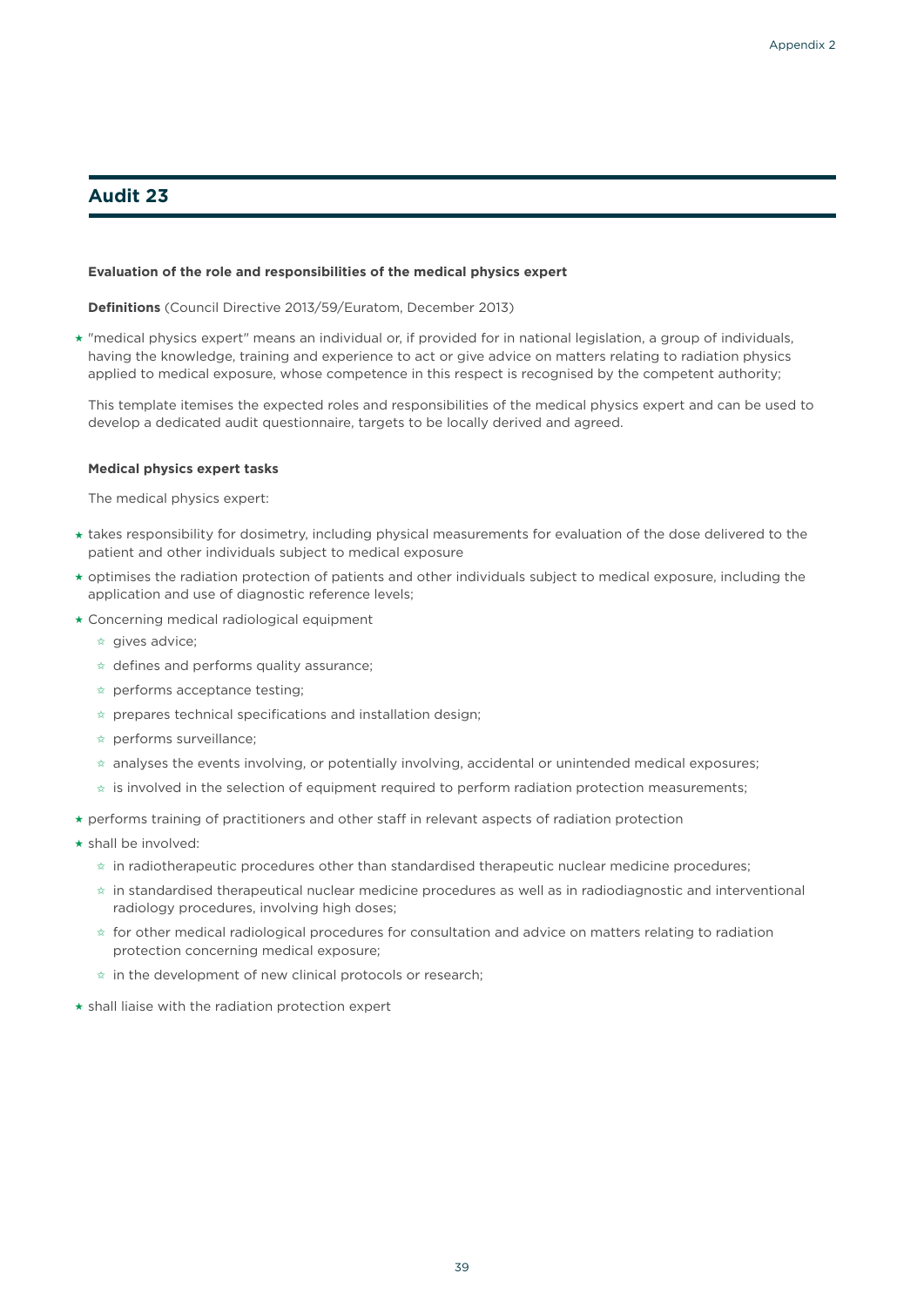## Audit 23

**Evaluation of the role and responsibilities of the medical physics expert**

**Definitions** (Council Directive 2013/59/Euratom, December 2013)

- "medical physics expert" means an individual or, if provided for in national legislation, a group of individuals, having the knowledge, training and experience to act or give advice on matters relating to radiation physics applied to medical exposure, whose competence in this respect is recognised by the competent authority;

This template itemises the expected roles and responsibilities of the medical physics expert and can be used to develop a dedicated audit questionnaire, targets to be locally derived and agreed.

**Medical physics expert tasks**

The medical physics expert:

- takes responsibility for dosimetry, including physical measurements for evaluation of the dose delivered to the patient and other individuals subject to medical exposure
- optimises the radiation protection of patients and other individuals subject to medical exposure, including the application and use of diagnostic reference levels;
- Concerning medical radiological equipment
  - gives advice;
  - defines and performs quality assurance;
  - performs acceptance testing;
  - prepares technical specifications and installation design;
  - performs surveillance;
  - analyses the events involving, or potentially involving, accidental or unintended medical exposures;
  - is involved in the selection of equipment required to perform radiation protection measurements;
- performs training of practitioners and other staff in relevant aspects of radiation protection
- shall be involved:
  - in radiotherapeutic procedures other than standardised therapeutic nuclear medicine procedures;
  - in standardised therapeutical nuclear medicine procedures as well as in radiodiagnostic and interventional radiology procedures, involving high doses;
  - for other medical radiological procedures for consultation and advice on matters relating to radiation protection concerning medical exposure;
  - in the development of new clinical protocols or research;
- shall liaise with the radiation protection expert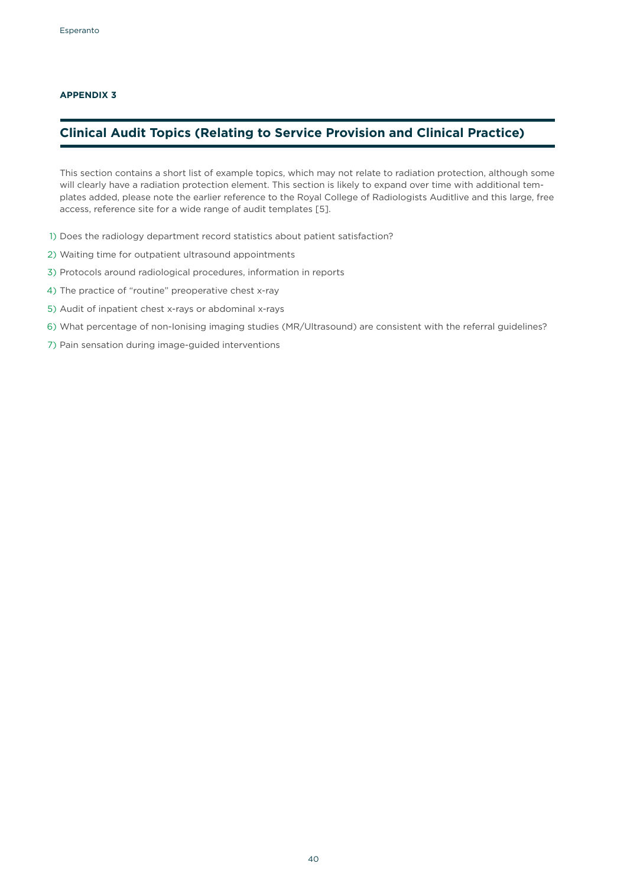**APPENDIX 3**

## Clinical Audit Topics (Relating to Service Provision and Clinical Practice)

This section contains a short list of example topics, which may not relate to radiation protection, although some will clearly have a radiation protection element. This section is likely to expand over time with additional templates added, please note the earlier reference to the Royal College of Radiologists Auditlive and this large, free access, reference site for a wide range of audit templates [5].

1) Does the radiology department record statistics about patient satisfaction?
2) Waiting time for outpatient ultrasound appointments
3) Protocols around radiological procedures, information in reports
4) The practice of "routine" preoperative chest x-ray
5) Audit of inpatient chest x-rays or abdominal x-rays
6) What percentage of non-Ionising imaging studies (MR/Ultrasound) are consistent with the referral guidelines?
7) Pain sensation during image-guided interventions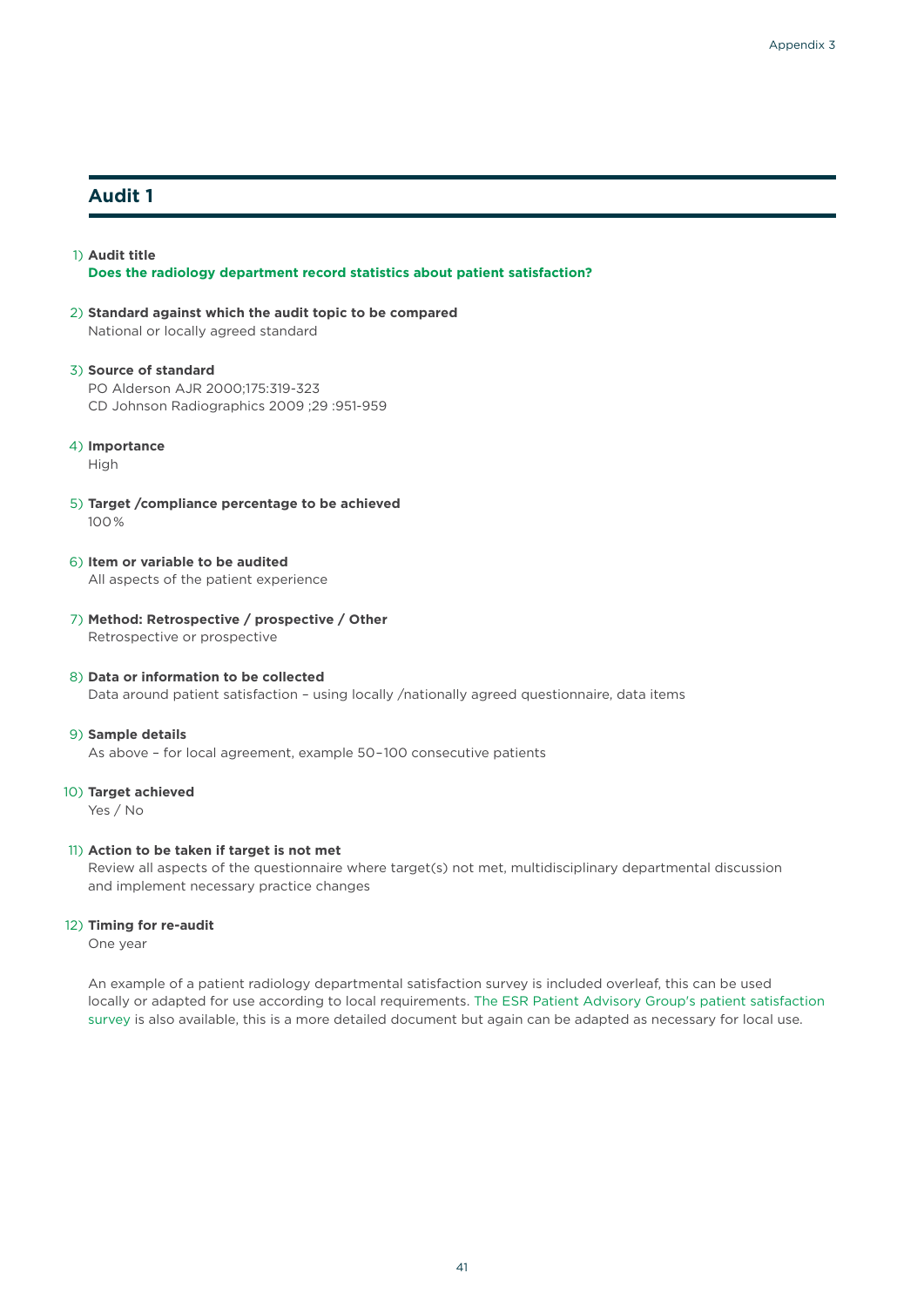## Audit 1

1) **Audit title**
**Does the radiology department record statistics about patient satisfaction?**

2) **Standard against which the audit topic to be compared**
National or locally agreed standard

3) **Source of standard**
PO Alderson AJR 2000;175:319-323
CD Johnson Radiographics 2009 ;29 :951-959

4) **Importance**
High

5) **Target /compliance percentage to be achieved**
100%

6) **Item or variable to be audited**
All aspects of the patient experience

7) **Method: Retrospective / prospective / Other**
Retrospective or prospective

8) **Data or information to be collected**
Data around patient satisfaction – using locally /nationally agreed questionnaire, data items

9) **Sample details**
As above – for local agreement, example 50–100 consecutive patients

10) **Target achieved**
Yes / No

11) **Action to be taken if target is not met**
Review all aspects of the questionnaire where target(s) not met, multidisciplinary departmental discussion and implement necessary practice changes

12) **Timing for re-audit**
One year

An example of a patient radiology departmental satisfaction survey is included overleaf, this can be used locally or adapted for use according to local requirements. The ESR Patient Advisory Group's patient satisfaction survey is also available, this is a more detailed document but again can be adapted as necessary for local use.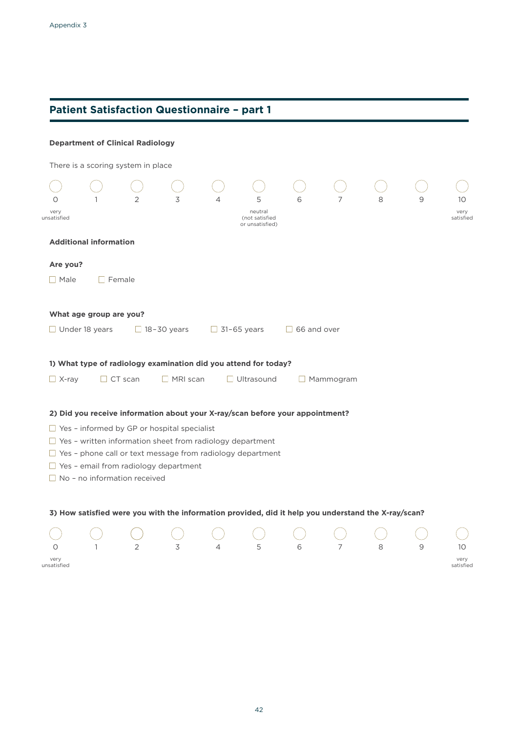## Patient Satisfaction Questionnaire – part 1

**Department of Clinical Radiology**

There is a scoring system in place

| ◯ | ◯ | ◯ | ◯ | ◯ | ◯ | ◯ | ◯ | ◯ | ◯ | ◯ |
|---|---|---|---|---|---|---|---|---|---|---|
| 0 | 1 | 2 | 3 | 4 | 5 | 6 | 7 | 8 | 9 | 10 |
| very unsatisfied | | | | | neutral (not satisfied or unsatisfied) | | | | | very satisfied |

**Additional information**

**Are you?**

☐ Male ☐ Female

**What age group are you?**

☐ Under 18 years ☐ 18–30 years ☐ 31–65 years ☐ 66 and over

**1) What type of radiology examination did you attend for today?**

☐ X-ray ☐ CT scan ☐ MRI scan ☐ Ultrasound ☐ Mammogram

**2) Did you receive information about your X-ray/scan before your appointment?**

- ☐ Yes – informed by GP or hospital specialist
- ☐ Yes – written information sheet from radiology department
- ☐ Yes – phone call or text message from radiology department
- ☐ Yes – email from radiology department
- ☐ No – no information received

**3) How satisfied were you with the information provided, did it help you understand the X-ray/scan?**

| ◯ | ◯ | ◯ | ◯ | ◯ | ◯ | ◯ | ◯ | ◯ | ◯ | ◯ |
|---|---|---|---|---|---|---|---|---|---|---|
| 0 | 1 | 2 | 3 | 4 | 5 | 6 | 7 | 8 | 9 | 10 |
| very unsatisfied | | | | | | | | | | very satisfied |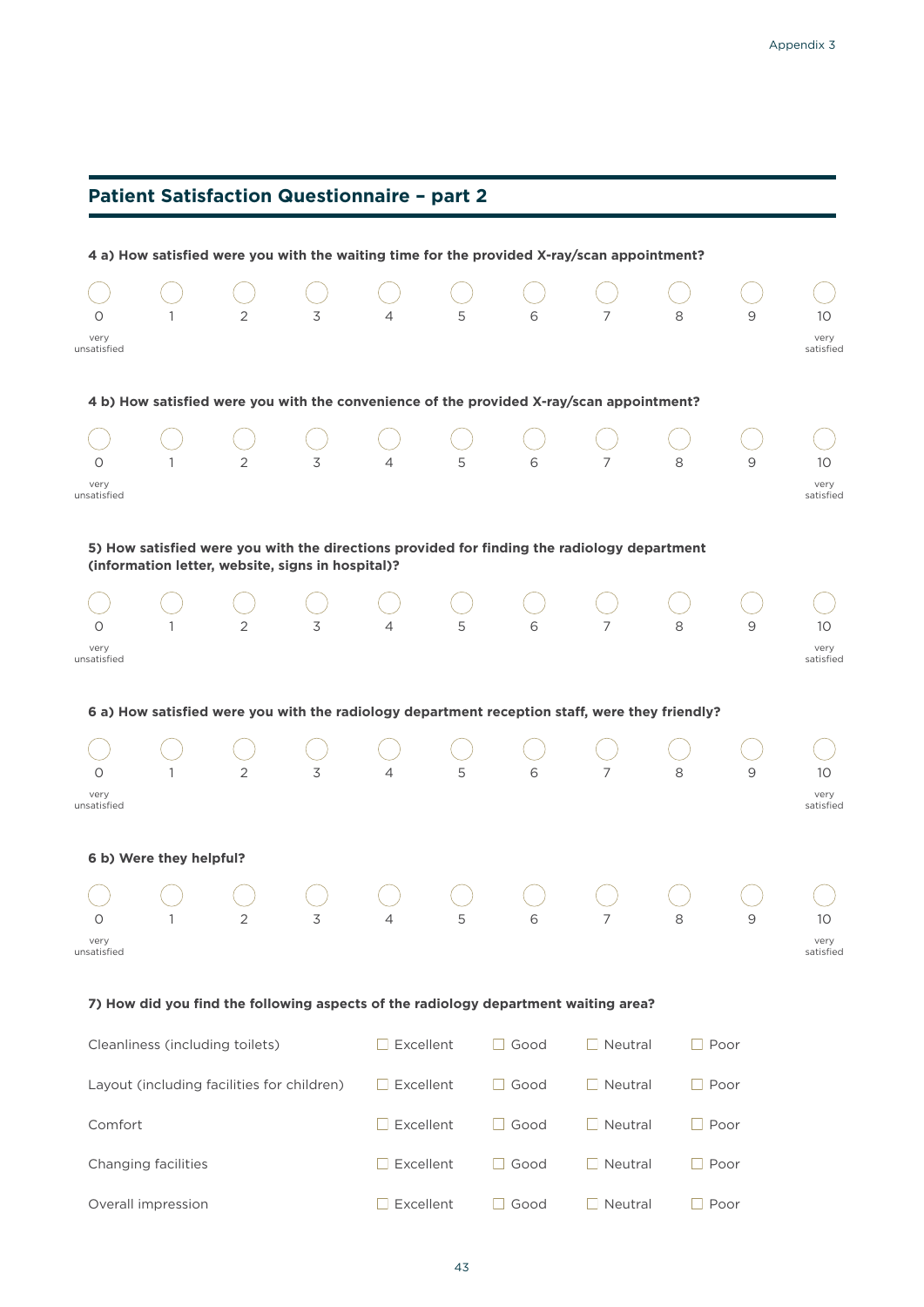## Patient Satisfaction Questionnaire – part 2

**4 a) How satisfied were you with the waiting time for the provided X-ray/scan appointment?**

| ○ | ○ | ○ | ○ | ○ | ○ | ○ | ○ | ○ | ○ | ○ |
|---|---|---|---|---|---|---|---|---|---|---|
| 0 | 1 | 2 | 3 | 4 | 5 | 6 | 7 | 8 | 9 | 10 |
| very unsatisfied | | | | | | | | | | very satisfied |

**4 b) How satisfied were you with the convenience of the provided X-ray/scan appointment?**

| ○ | ○ | ○ | ○ | ○ | ○ | ○ | ○ | ○ | ○ | ○ |
|---|---|---|---|---|---|---|---|---|---|---|
| 0 | 1 | 2 | 3 | 4 | 5 | 6 | 7 | 8 | 9 | 10 |
| very unsatisfied | | | | | | | | | | very satisfied |

**5) How satisfied were you with the directions provided for finding the radiology department (information letter, website, signs in hospital)?**

| ○ | ○ | ○ | ○ | ○ | ○ | ○ | ○ | ○ | ○ | ○ |
|---|---|---|---|---|---|---|---|---|---|---|
| 0 | 1 | 2 | 3 | 4 | 5 | 6 | 7 | 8 | 9 | 10 |
| very unsatisfied | | | | | | | | | | very satisfied |

**6 a) How satisfied were you with the radiology department reception staff, were they friendly?**

| ○ | ○ | ○ | ○ | ○ | ○ | ○ | ○ | ○ | ○ | ○ |
|---|---|---|---|---|---|---|---|---|---|---|
| 0 | 1 | 2 | 3 | 4 | 5 | 6 | 7 | 8 | 9 | 10 |
| very unsatisfied | | | | | | | | | | very satisfied |

**6 b) Were they helpful?**

| ○ | ○ | ○ | ○ | ○ | ○ | ○ | ○ | ○ | ○ | ○ |
|---|---|---|---|---|---|---|---|---|---|---|
| 0 | 1 | 2 | 3 | 4 | 5 | 6 | 7 | 8 | 9 | 10 |
| very unsatisfied | | | | | | | | | | very satisfied |

**7) How did you find the following aspects of the radiology department waiting area?**

| | | | | |
|---|---|---|---|---|
| Cleanliness (including toilets) | ☐ Excellent | ☐ Good | ☐ Neutral | ☐ Poor |
| Layout (including facilities for children) | ☐ Excellent | ☐ Good | ☐ Neutral | ☐ Poor |
| Comfort | ☐ Excellent | ☐ Good | ☐ Neutral | ☐ Poor |
| Changing facilities | ☐ Excellent | ☐ Good | ☐ Neutral | ☐ Poor |
| Overall impression | ☐ Excellent | ☐ Good | ☐ Neutral | ☐ Poor |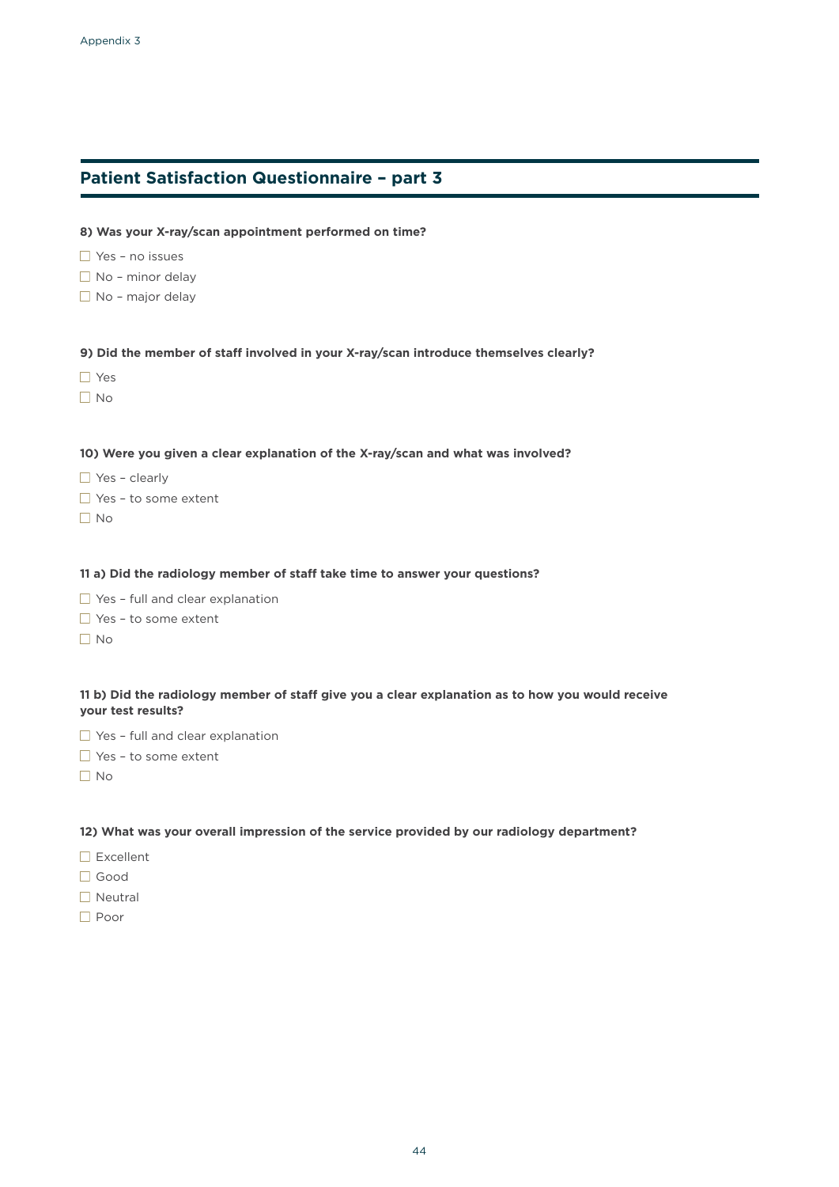## Patient Satisfaction Questionnaire – part 3

**8) Was your X-ray/scan appointment performed on time?**

- ☐ Yes – no issues
- ☐ No – minor delay
- ☐ No – major delay

**9) Did the member of staff involved in your X-ray/scan introduce themselves clearly?**

- ☐ Yes
- ☐ No

**10) Were you given a clear explanation of the X-ray/scan and what was involved?**

- ☐ Yes – clearly
- ☐ Yes – to some extent
- ☐ No

**11 a) Did the radiology member of staff take time to answer your questions?**

- ☐ Yes – full and clear explanation
- ☐ Yes – to some extent
- ☐ No

**11 b) Did the radiology member of staff give you a clear explanation as to how you would receive your test results?**

- ☐ Yes – full and clear explanation
- ☐ Yes – to some extent
- ☐ No

**12) What was your overall impression of the service provided by our radiology department?**

- ☐ Excellent
- ☐ Good
- ☐ Neutral
- ☐ Poor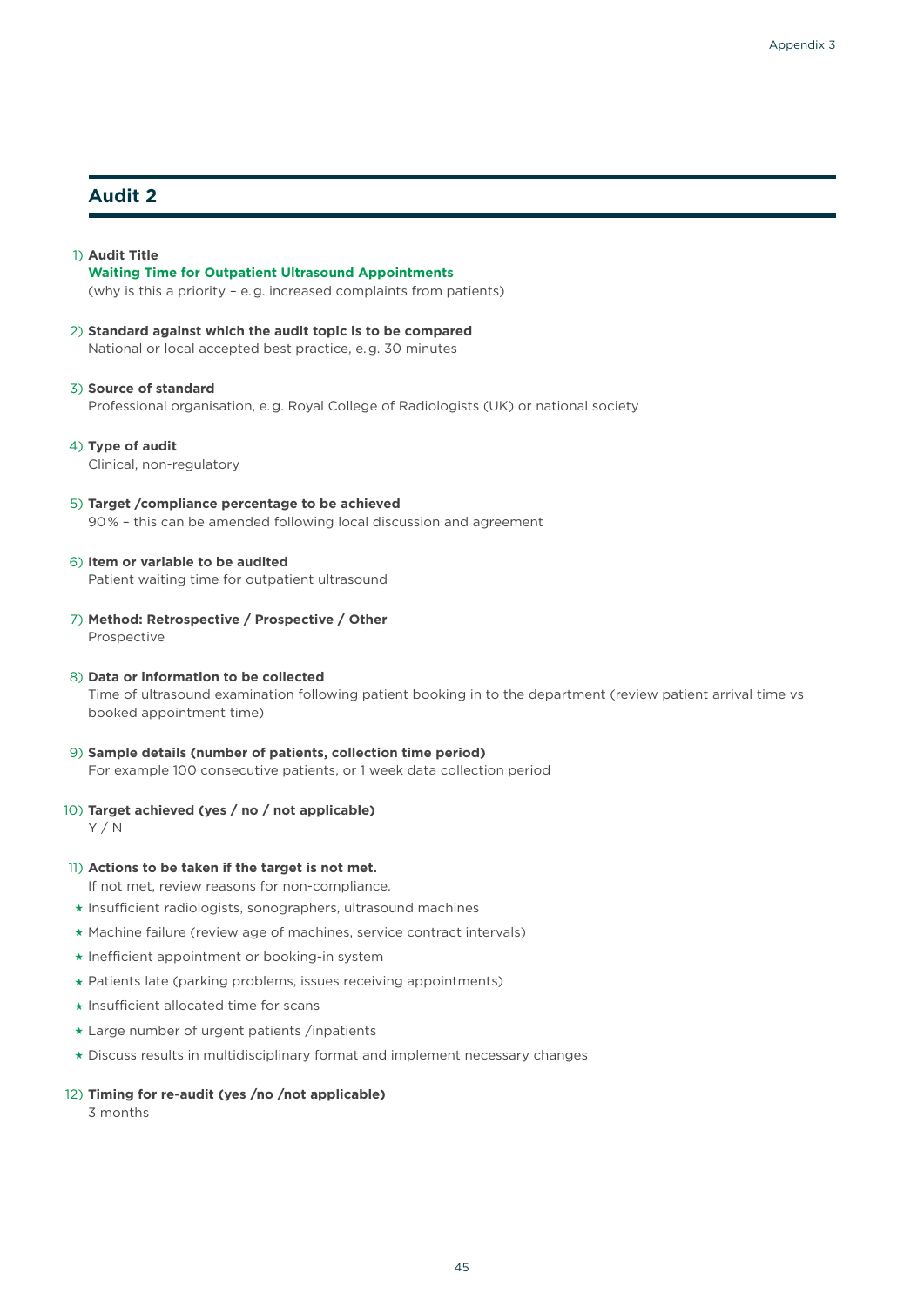## Audit 2

1) **Audit Title**
**Waiting Time for Outpatient Ultrasound Appointments**
(why is this a priority – e. g. increased complaints from patients)

2) **Standard against which the audit topic is to be compared**
National or local accepted best practice, e. g. 30 minutes

3) **Source of standard**
Professional organisation, e. g. Royal College of Radiologists (UK) or national society

4) **Type of audit**
Clinical, non-regulatory

5) **Target /compliance percentage to be achieved**
90 % – this can be amended following local discussion and agreement

6) **Item or variable to be audited**
Patient waiting time for outpatient ultrasound

7) **Method: Retrospective / Prospective / Other**
Prospective

8) **Data or information to be collected**
Time of ultrasound examination following patient booking in to the department (review patient arrival time vs booked appointment time)

9) **Sample details (number of patients, collection time period)**
For example 100 consecutive patients, or 1 week data collection period

10) **Target achieved (yes / no / not applicable)**
Y / N

11) **Actions to be taken if the target is not met.**
If not met, review reasons for non-compliance.

- Insufficient radiologists, sonographers, ultrasound machines
- Machine failure (review age of machines, service contract intervals)
- Inefficient appointment or booking-in system
- Patients late (parking problems, issues receiving appointments)
- Insufficient allocated time for scans
- Large number of urgent patients /inpatients
- Discuss results in multidisciplinary format and implement necessary changes

12) **Timing for re-audit (yes /no /not applicable)**
3 months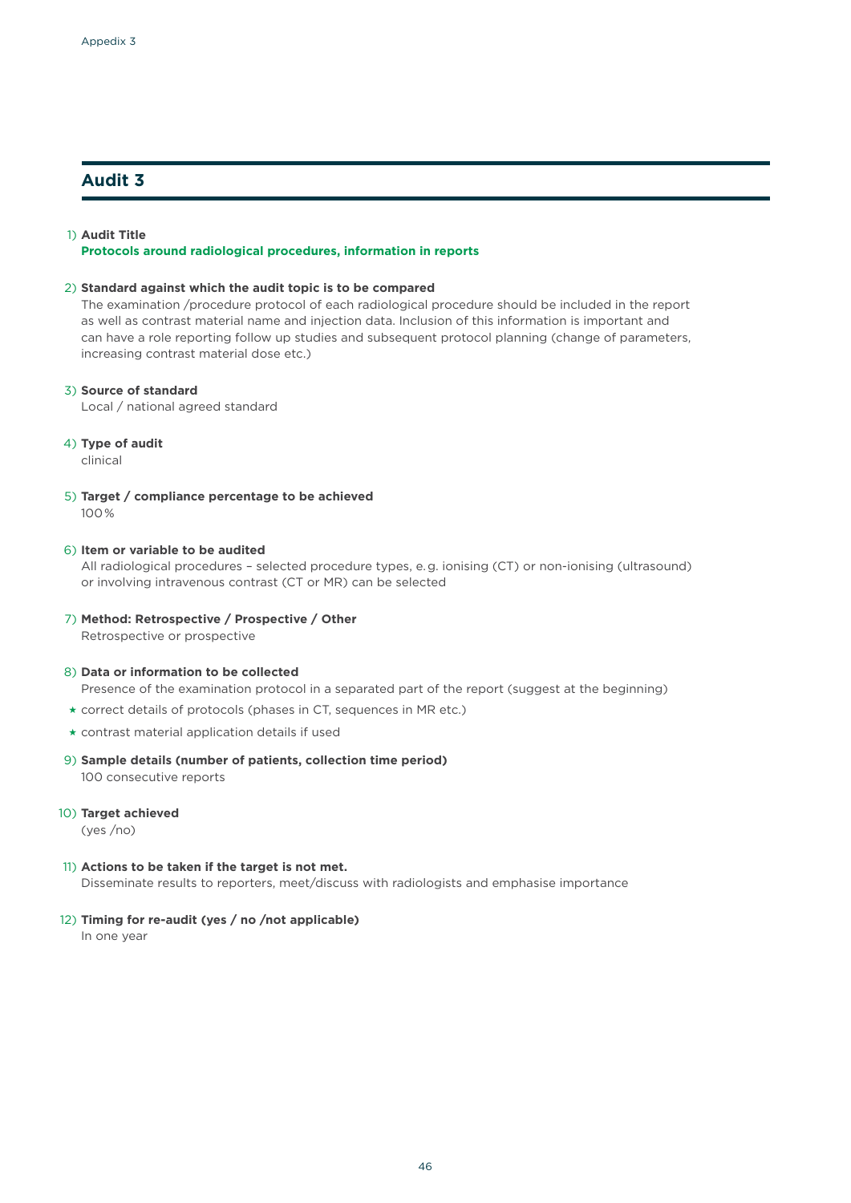## Audit 3

1) **Audit Title**
**Protocols around radiological procedures, information in reports**

2) **Standard against which the audit topic is to be compared**
The examination /procedure protocol of each radiological procedure should be included in the report as well as contrast material name and injection data. Inclusion of this information is important and can have a role reporting follow up studies and subsequent protocol planning (change of parameters, increasing contrast material dose etc.)

3) **Source of standard**
Local / national agreed standard

4) **Type of audit**
clinical

5) **Target / compliance percentage to be achieved**
100%

6) **Item or variable to be audited**
All radiological procedures – selected procedure types, e.g. ionising (CT) or non-ionising (ultrasound) or involving intravenous contrast (CT or MR) can be selected

7) **Method: Retrospective / Prospective / Other**
Retrospective or prospective

8) **Data or information to be collected**
Presence of the examination protocol in a separated part of the report (suggest at the beginning)
- correct details of protocols (phases in CT, sequences in MR etc.)
- contrast material application details if used

9) **Sample details (number of patients, collection time period)**
100 consecutive reports

10) **Target achieved**
(yes /no)

11) **Actions to be taken if the target is not met.**
Disseminate results to reporters, meet/discuss with radiologists and emphasise importance

12) **Timing for re-audit (yes / no /not applicable)**
In one year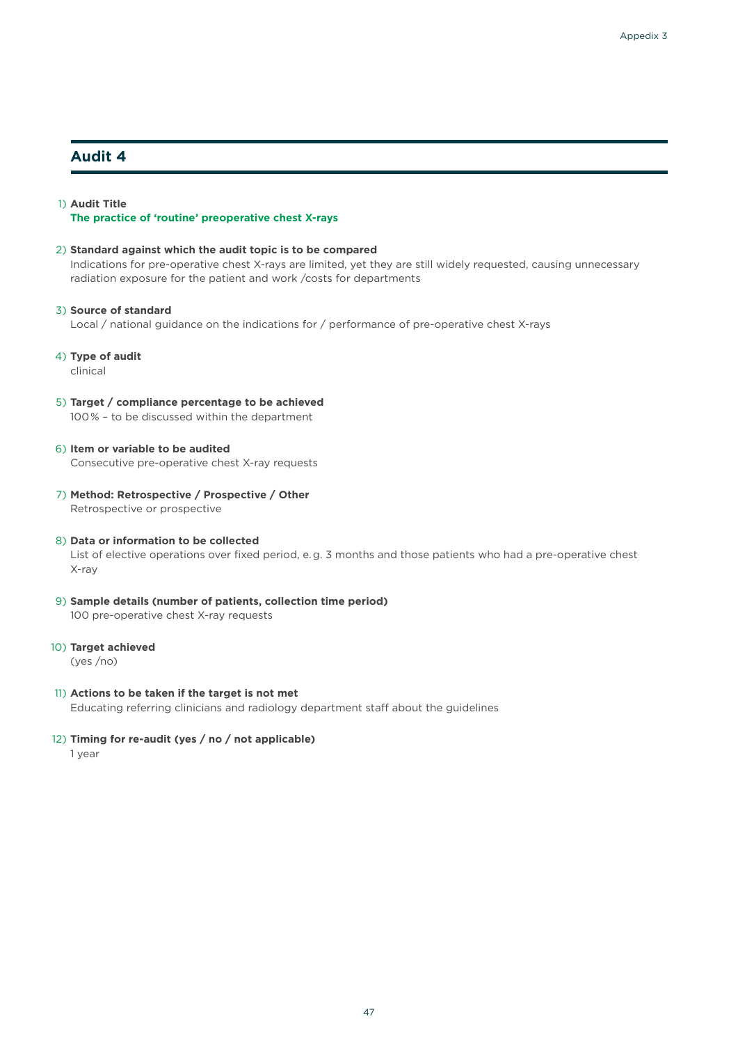## Audit 4

1) **Audit Title**
   **The practice of 'routine' preoperative chest X-rays**

2) **Standard against which the audit topic is to be compared**
   Indications for pre-operative chest X-rays are limited, yet they are still widely requested, causing unnecessary radiation exposure for the patient and work /costs for departments

3) **Source of standard**
   Local / national guidance on the indications for / performance of pre-operative chest X-rays

4) **Type of audit**
   clinical

5) **Target / compliance percentage to be achieved**
   100% – to be discussed within the department

6) **Item or variable to be audited**
   Consecutive pre-operative chest X-ray requests

7) **Method: Retrospective / Prospective / Other**
   Retrospective or prospective

8) **Data or information to be collected**
   List of elective operations over fixed period, e.g. 3 months and those patients who had a pre-operative chest X-ray

9) **Sample details (number of patients, collection time period)**
   100 pre-operative chest X-ray requests

10) **Target achieved**
    (yes /no)

11) **Actions to be taken if the target is not met**
    Educating referring clinicians and radiology department staff about the guidelines

12) **Timing for re-audit (yes / no / not applicable)**
    1 year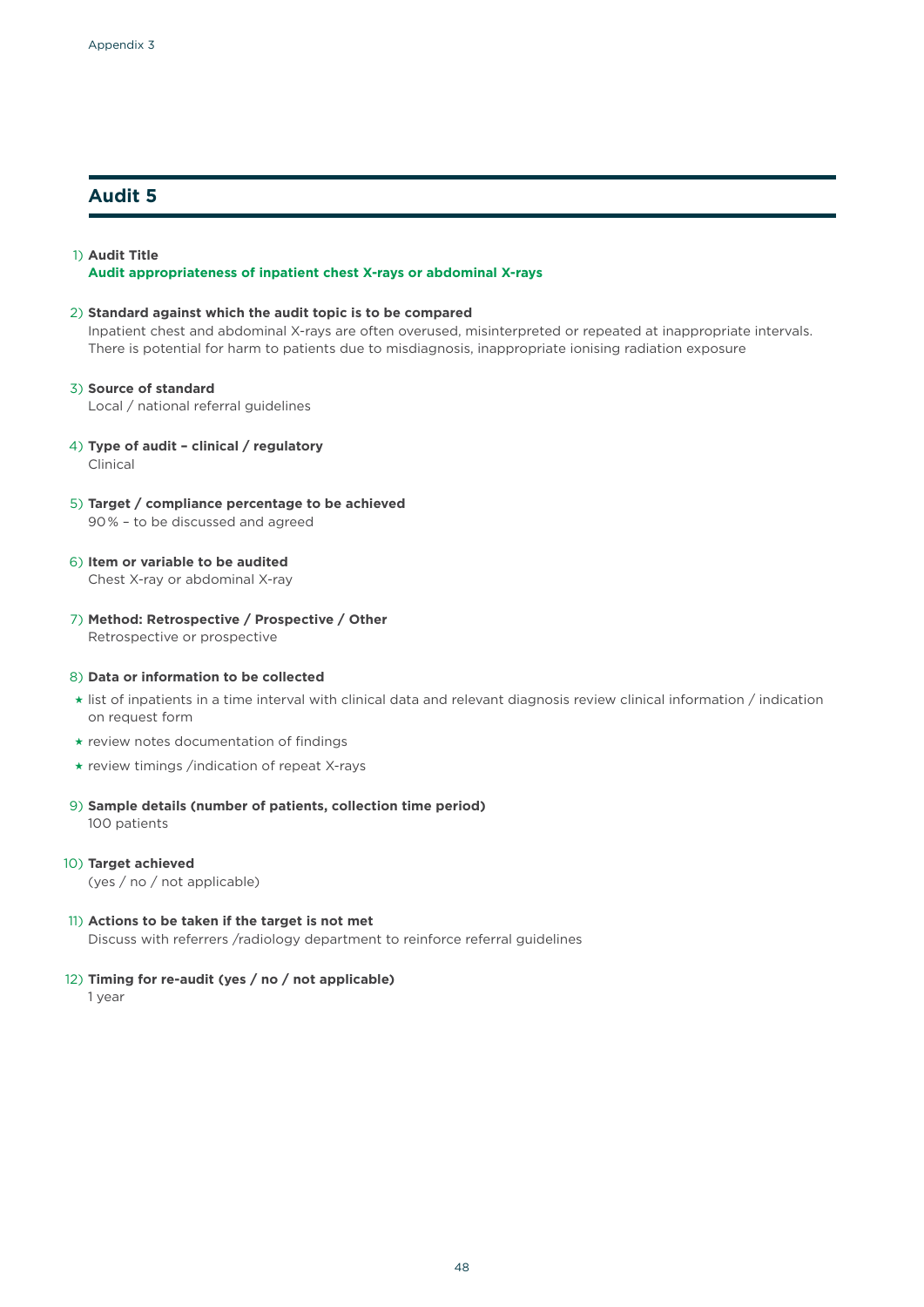## Audit 5

1) **Audit Title**
   **Audit appropriateness of inpatient chest X-rays or abdominal X-rays**

2) **Standard against which the audit topic is to be compared**
   Inpatient chest and abdominal X-rays are often overused, misinterpreted or repeated at inappropriate intervals. There is potential for harm to patients due to misdiagnosis, inappropriate ionising radiation exposure

3) **Source of standard**
   Local / national referral guidelines

4) **Type of audit – clinical / regulatory**
   Clinical

5) **Target / compliance percentage to be achieved**
   90% – to be discussed and agreed

6) **Item or variable to be audited**
   Chest X-ray or abdominal X-ray

7) **Method: Retrospective / Prospective / Other**
   Retrospective or prospective

8) **Data or information to be collected**
   - list of inpatients in a time interval with clinical data and relevant diagnosis review clinical information / indication on request form
   - review notes documentation of findings
   - review timings /indication of repeat X-rays

9) **Sample details (number of patients, collection time period)**
   100 patients

10) **Target achieved**
    (yes / no / not applicable)

11) **Actions to be taken if the target is not met**
    Discuss with referrers /radiology department to reinforce referral guidelines

12) **Timing for re-audit (yes / no / not applicable)**
    1 year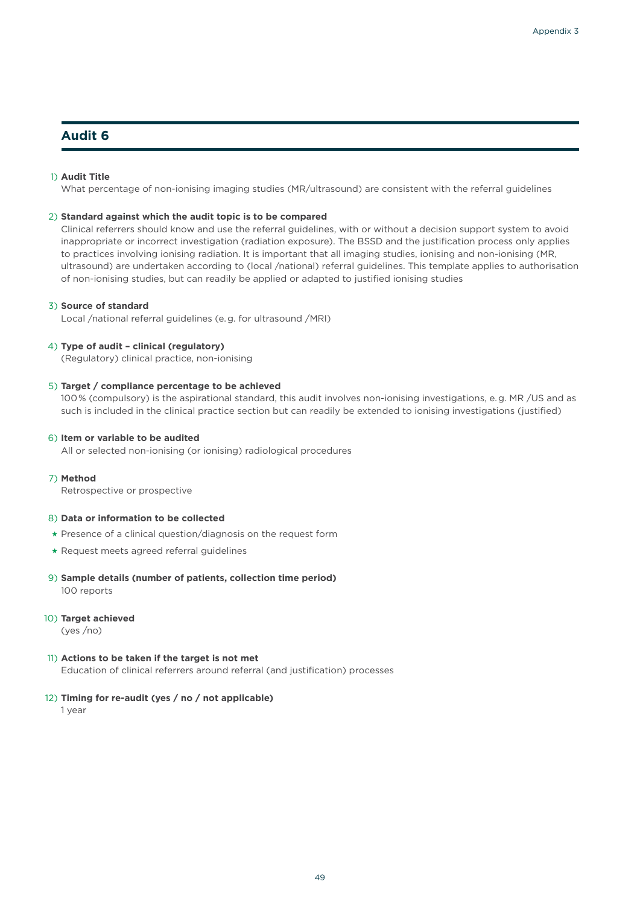## Audit 6

1) **Audit Title**
   What percentage of non-ionising imaging studies (MR/ultrasound) are consistent with the referral guidelines

2) **Standard against which the audit topic is to be compared**
   Clinical referrers should know and use the referral guidelines, with or without a decision support system to avoid inappropriate or incorrect investigation (radiation exposure). The BSSD and the justification process only applies to practices involving ionising radiation. It is important that all imaging studies, ionising and non-ionising (MR, ultrasound) are undertaken according to (local /national) referral guidelines. This template applies to authorisation of non-ionising studies, but can readily be applied or adapted to justified ionising studies

3) **Source of standard**
   Local /national referral guidelines (e. g. for ultrasound /MRI)

4) **Type of audit – clinical (regulatory)**
   (Regulatory) clinical practice, non-ionising

5) **Target / compliance percentage to be achieved**
   100 % (compulsory) is the aspirational standard, this audit involves non-ionising investigations, e. g. MR /US and as such is included in the clinical practice section but can readily be extended to ionising investigations (justified)

6) **Item or variable to be audited**
   All or selected non-ionising (or ionising) radiological procedures

7) **Method**
   Retrospective or prospective

8) **Data or information to be collected**
   - Presence of a clinical question/diagnosis on the request form
   - Request meets agreed referral guidelines

9) **Sample details (number of patients, collection time period)**
   100 reports

10) **Target achieved**
    (yes /no)

11) **Actions to be taken if the target is not met**
    Education of clinical referrers around referral (and justification) processes

12) **Timing for re-audit (yes / no / not applicable)**
    1 year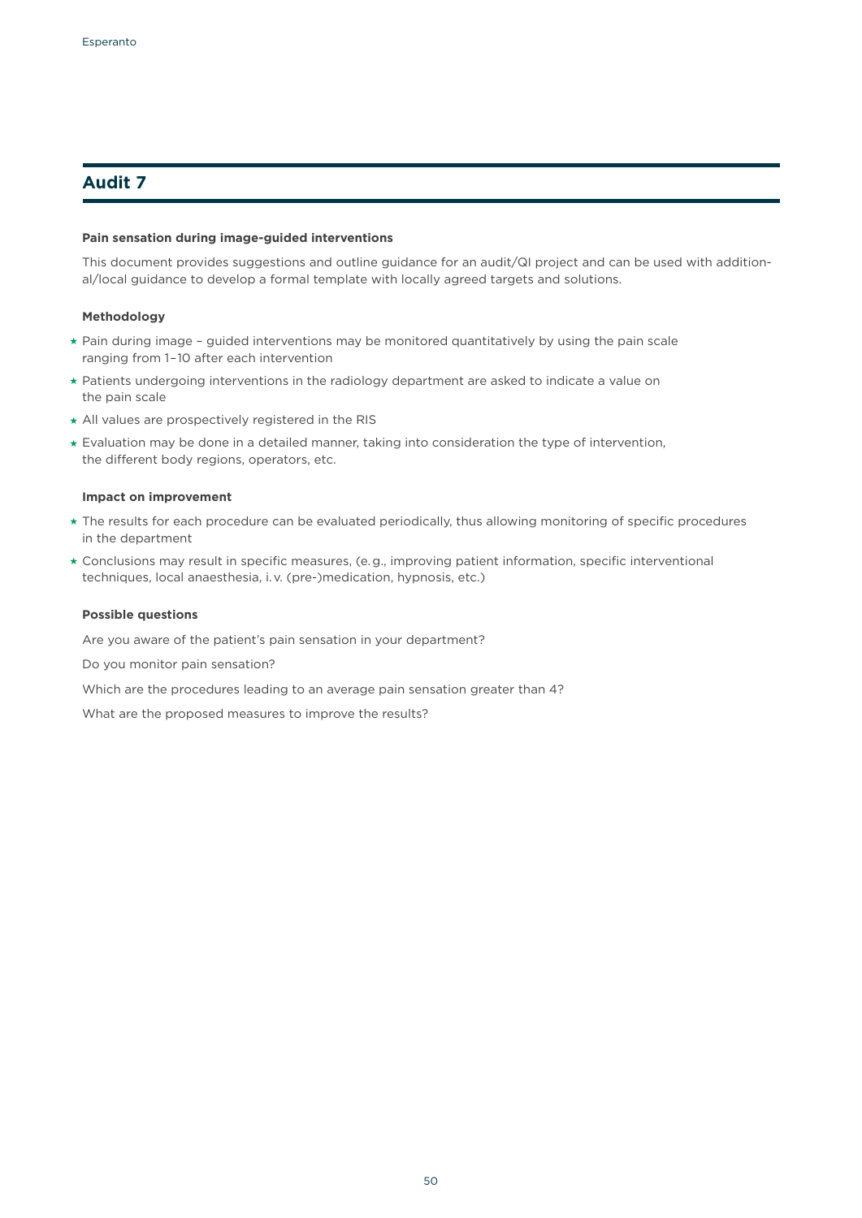## Audit 7

**Pain sensation during image-guided interventions**

This document provides suggestions and outline guidance for an audit/QI project and can be used with additional/local guidance to develop a formal template with locally agreed targets and solutions.

**Methodology**

- Pain during image – guided interventions may be monitored quantitatively by using the pain scale ranging from 1–10 after each intervention
- Patients undergoing interventions in the radiology department are asked to indicate a value on the pain scale
- All values are prospectively registered in the RIS
- Evaluation may be done in a detailed manner, taking into consideration the type of intervention, the different body regions, operators, etc.

**Impact on improvement**

- The results for each procedure can be evaluated periodically, thus allowing monitoring of specific procedures in the department
- Conclusions may result in specific measures, (e. g., improving patient information, specific interventional techniques, local anaesthesia, i. v. (pre-)medication, hypnosis, etc.)

**Possible questions**

Are you aware of the patient's pain sensation in your department?

Do you monitor pain sensation?

Which are the procedures leading to an average pain sensation greater than 4?

What are the proposed measures to improve the results?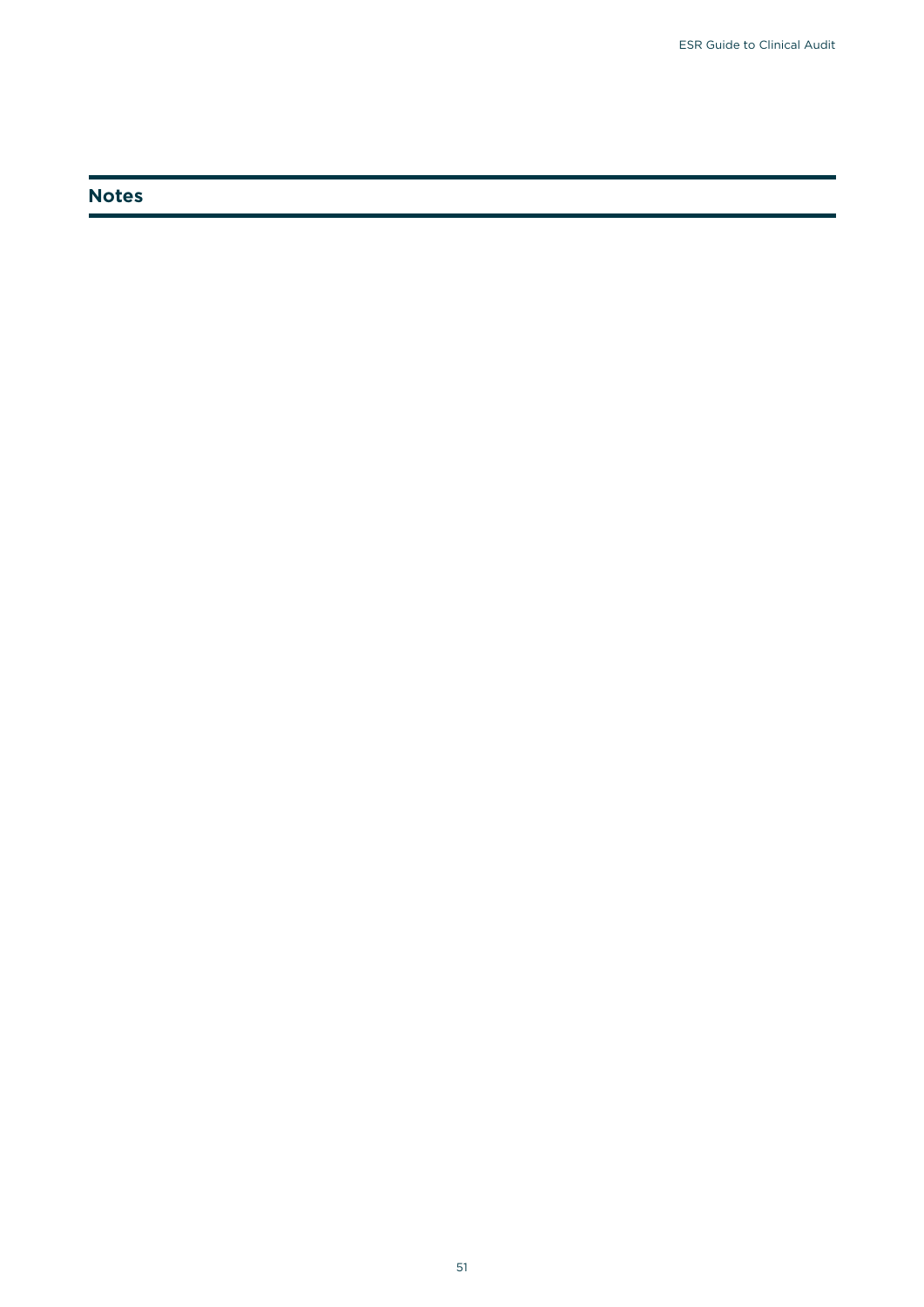## Notes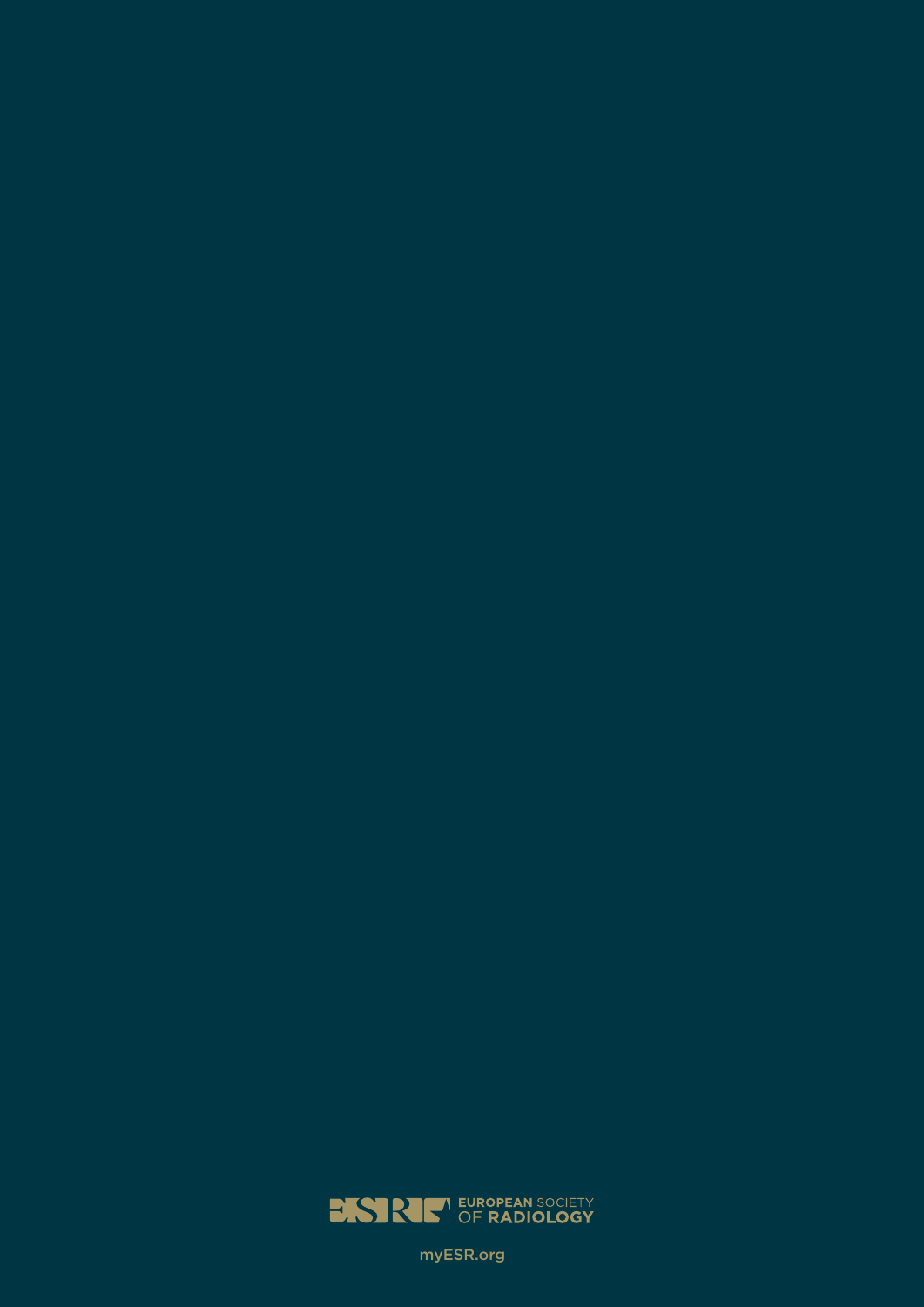EUROPEAN SOCIETY OF RADIOLOGY

myESR.org